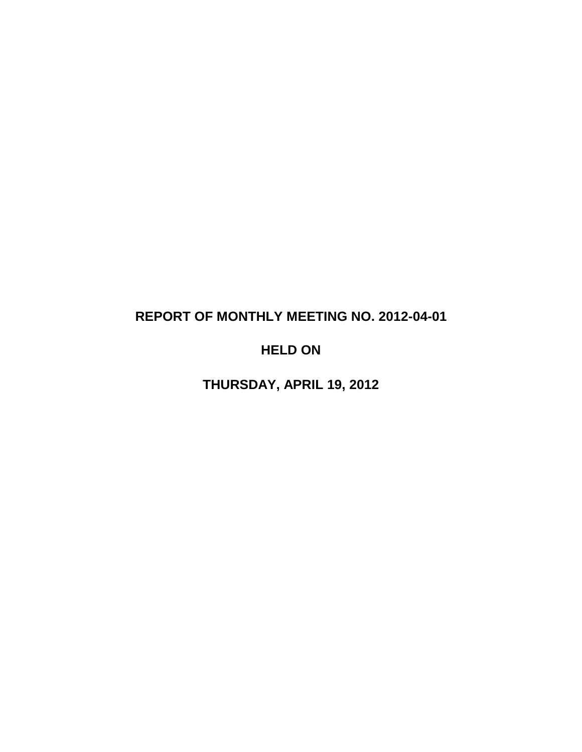# REPORT OF MONTHLY MEETING NO. 2012-04-01

## HELD ON

## THURSDAY, APRIL 19, 2012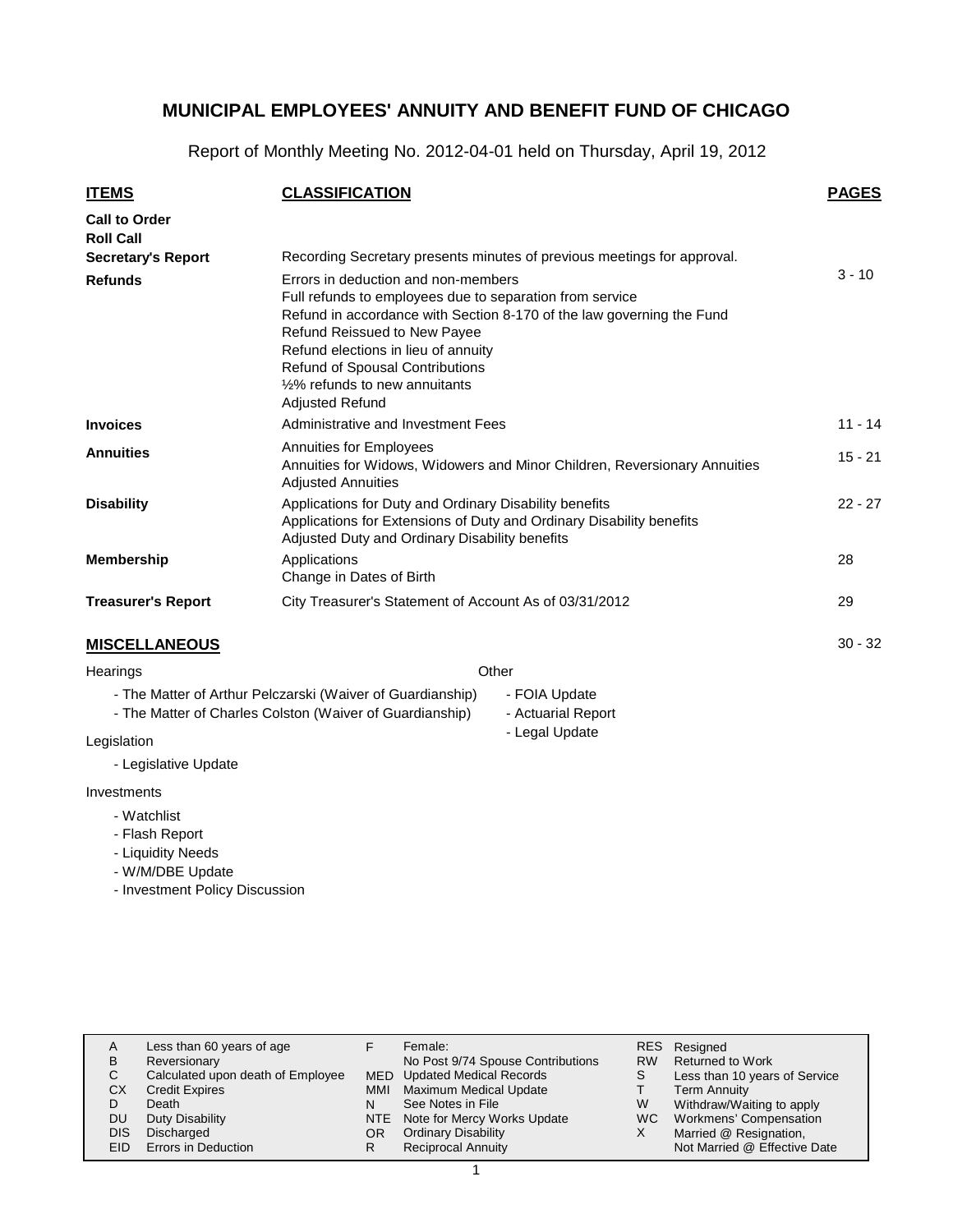# MUNICIPAL EMPLOYEES' ANNUITY AND BENEFIT FUND OF CHICAGO

Report of Monthly Meeting No. 2012-04-01 held on Thursday, April 19, 2012

| ITEMS | CLASSIFICATION | PAGES |
|---|---|---|
| **Call to Order** | | |
| **Roll Call** | | |
| **Secretary's Report** | Recording Secretary presents minutes of previous meetings for approval. | |
| **Refunds** | Errors in deduction and non-members<br>Full refunds to employees due to separation from service<br>Refund in accordance with Section 8-170 of the law governing the Fund<br>Refund Reissued to New Payee<br>Refund elections in lieu of annuity<br>Refund of Spousal Contributions<br>½% refunds to new annuitants<br>Adjusted Refund | 3 - 10 |
| **Invoices** | Administrative and Investment Fees | 11 - 14 |
| **Annuities** | Annuities for Employees<br>Annuities for Widows, Widowers and Minor Children, Reversionary Annuities<br>Adjusted Annuities | 15 - 21 |
| **Disability** | Applications for Duty and Ordinary Disability benefits<br>Applications for Extensions of Duty and Ordinary Disability benefits<br>Adjusted Duty and Ordinary Disability benefits | 22 - 27 |
| **Membership** | Applications<br>Change in Dates of Birth | 28 |
| **Treasurer's Report** | City Treasurer's Statement of Account As of 03/31/2012 | 29 |

## MISCELLANEOUS

30 - 32

Hearings

- The Matter of Arthur Pelczarski (Waiver of Guardianship)
- The Matter of Charles Colston (Waiver of Guardianship)

Legislation

- Legislative Update

Investments

- Watchlist
- Flash Report
- Liquidity Needs
- W/M/DBE Update
- Investment Policy Discussion

Other

- FOIA Update
- Actuarial Report
- Legal Update

| | | | | | | |
|---|---|---|---|---|---|---|
| A | Less than 60 years of age | F | Female:<br>No Post 9/74 Spouse Contributions | RES | Resigned | |
| B | Reversionary | | | RW | Returned to Work | |
| C | Calculated upon death of Employee | MED | Updated Medical Records | S | Less than 10 years of Service | |
| CX | Credit Expires | MMI | Maximum Medical Update | T | Term Annuity | |
| D | Death | N | See Notes in File | W | Withdraw/Waiting to apply | |
| DU | Duty Disability | NTE | Note for Mercy Works Update | WC | Workmens' Compensation | |
| DIS | Discharged | OR | Ordinary Disability | X | Married @ Resignation,<br>Not Married @ Effective Date | |
| EID | Errors in Deduction | R | Reciprocal Annuity | | | |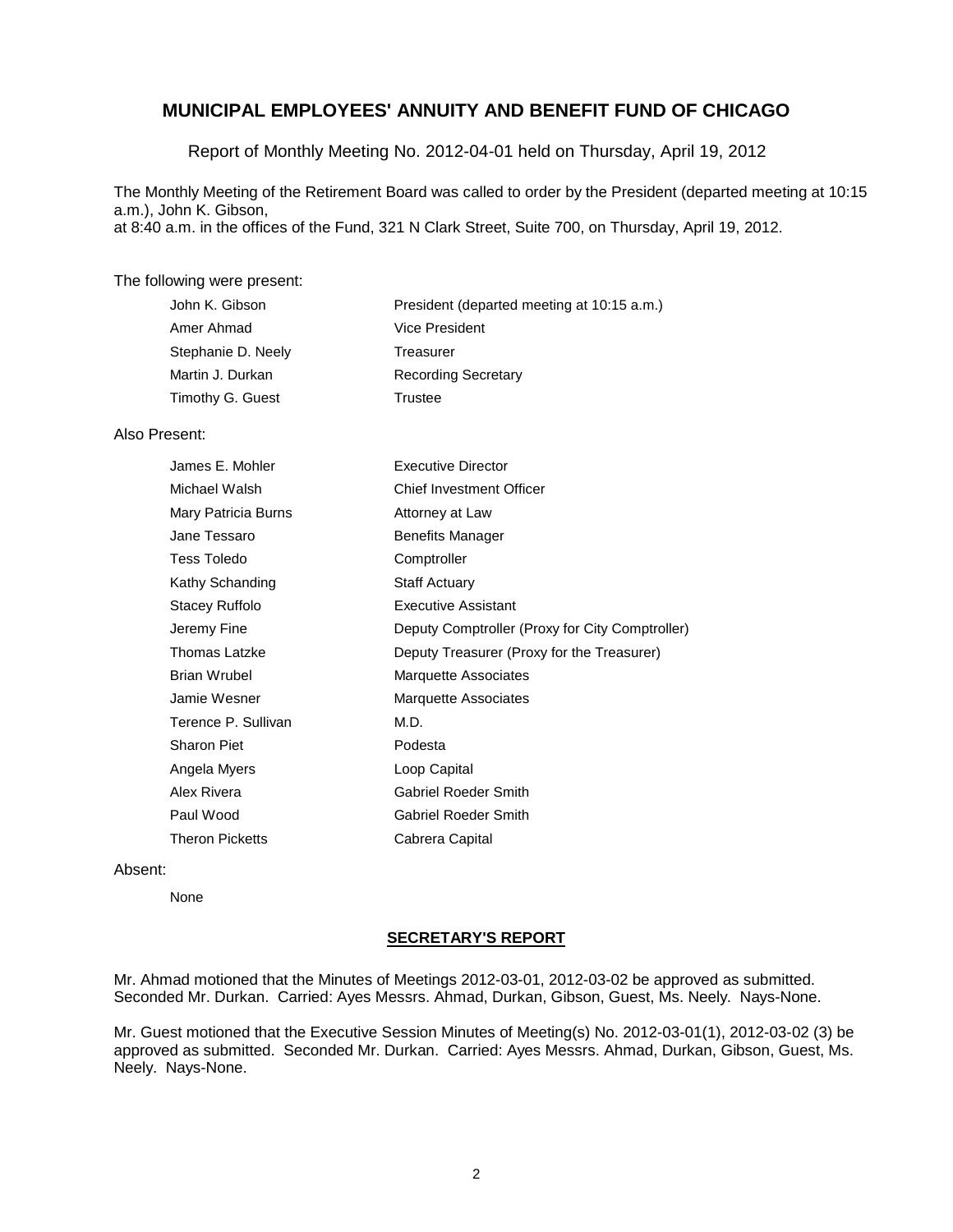# MUNICIPAL EMPLOYEES' ANNUITY AND BENEFIT FUND OF CHICAGO

Report of Monthly Meeting No. 2012-04-01 held on Thursday, April 19, 2012

The Monthly Meeting of the Retirement Board was called to order by the President (departed meeting at 10:15 a.m.), John K. Gibson,
at 8:40 a.m. in the offices of the Fund, 321 N Clark Street, Suite 700, on Thursday, April 19, 2012.

The following were present:

| | |
|---|---|
| John K. Gibson | President (departed meeting at 10:15 a.m.) |
| Amer Ahmad | Vice President |
| Stephanie D. Neely | Treasurer |
| Martin J. Durkan | Recording Secretary |
| Timothy G. Guest | Trustee |

Also Present:

| | |
|---|---|
| James E. Mohler | Executive Director |
| Michael Walsh | Chief Investment Officer |
| Mary Patricia Burns | Attorney at Law |
| Jane Tessaro | Benefits Manager |
| Tess Toledo | Comptroller |
| Kathy Schanding | Staff Actuary |
| Stacey Ruffolo | Executive Assistant |
| Jeremy Fine | Deputy Comptroller (Proxy for City Comptroller) |
| Thomas Latzke | Deputy Treasurer (Proxy for the Treasurer) |
| Brian Wrubel | Marquette Associates |
| Jamie Wesner | Marquette Associates |
| Terence P. Sullivan | M.D. |
| Sharon Piet | Podesta |
| Angela Myers | Loop Capital |
| Alex Rivera | Gabriel Roeder Smith |
| Paul Wood | Gabriel Roeder Smith |
| Theron Picketts | Cabrera Capital |

Absent:

None

## SECRETARY'S REPORT

Mr. Ahmad motioned that the Minutes of Meetings 2012-03-01, 2012-03-02 be approved as submitted. Seconded Mr. Durkan. Carried: Ayes Messrs. Ahmad, Durkan, Gibson, Guest, Ms. Neely. Nays-None.

Mr. Guest motioned that the Executive Session Minutes of Meeting(s) No. 2012-03-01(1), 2012-03-02 (3) be approved as submitted. Seconded Mr. Durkan. Carried: Ayes Messrs. Ahmad, Durkan, Gibson, Guest, Ms. Neely. Nays-None.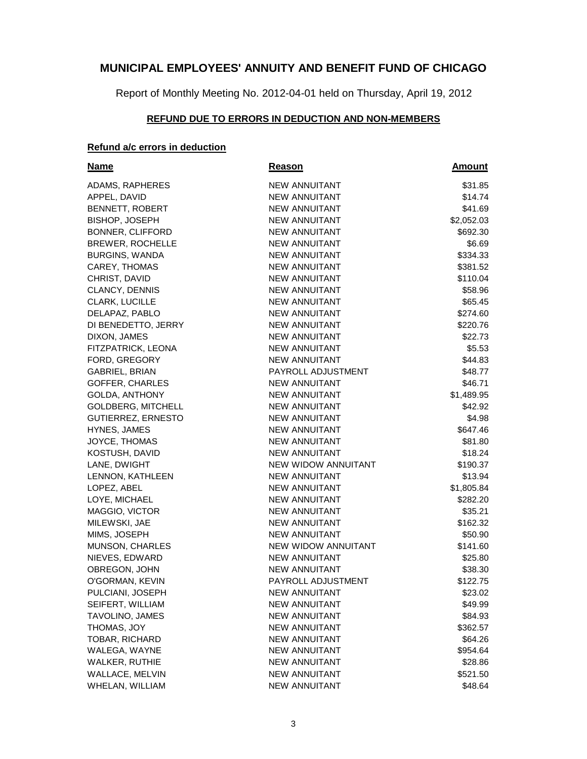# MUNICIPAL EMPLOYEES' ANNUITY AND BENEFIT FUND OF CHICAGO

Report of Monthly Meeting No. 2012-04-01 held on Thursday, April 19, 2012

## REFUND DUE TO ERRORS IN DEDUCTION AND NON-MEMBERS

### Refund a/c errors in deduction

| Name | Reason | Amount |
|---|---|---|
| ADAMS, RAPHERES | NEW ANNUITANT | $31.85 |
| APPEL, DAVID | NEW ANNUITANT | $14.74 |
| BENNETT, ROBERT | NEW ANNUITANT | $41.69 |
| BISHOP, JOSEPH | NEW ANNUITANT | $2,052.03 |
| BONNER, CLIFFORD | NEW ANNUITANT | $692.30 |
| BREWER, ROCHELLE | NEW ANNUITANT | $6.69 |
| BURGINS, WANDA | NEW ANNUITANT | $334.33 |
| CAREY, THOMAS | NEW ANNUITANT | $381.52 |
| CHRIST, DAVID | NEW ANNUITANT | $110.04 |
| CLANCY, DENNIS | NEW ANNUITANT | $58.96 |
| CLARK, LUCILLE | NEW ANNUITANT | $65.45 |
| DELAPAZ, PABLO | NEW ANNUITANT | $274.60 |
| DI BENEDETTO, JERRY | NEW ANNUITANT | $220.76 |
| DIXON, JAMES | NEW ANNUITANT | $22.73 |
| FITZPATRICK, LEONA | NEW ANNUITANT | $5.53 |
| FORD, GREGORY | NEW ANNUITANT | $44.83 |
| GABRIEL, BRIAN | PAYROLL ADJUSTMENT | $48.77 |
| GOFFER, CHARLES | NEW ANNUITANT | $46.71 |
| GOLDA, ANTHONY | NEW ANNUITANT | $1,489.95 |
| GOLDBERG, MITCHELL | NEW ANNUITANT | $42.92 |
| GUTIERREZ, ERNESTO | NEW ANNUITANT | $4.98 |
| HYNES, JAMES | NEW ANNUITANT | $647.46 |
| JOYCE, THOMAS | NEW ANNUITANT | $81.80 |
| KOSTUSH, DAVID | NEW ANNUITANT | $18.24 |
| LANE, DWIGHT | NEW WIDOW ANNUITANT | $190.37 |
| LENNON, KATHLEEN | NEW ANNUITANT | $13.94 |
| LOPEZ, ABEL | NEW ANNUITANT | $1,805.84 |
| LOYE, MICHAEL | NEW ANNUITANT | $282.20 |
| MAGGIO, VICTOR | NEW ANNUITANT | $35.21 |
| MILEWSKI, JAE | NEW ANNUITANT | $162.32 |
| MIMS, JOSEPH | NEW ANNUITANT | $50.90 |
| MUNSON, CHARLES | NEW WIDOW ANNUITANT | $141.60 |
| NIEVES, EDWARD | NEW ANNUITANT | $25.80 |
| OBREGON, JOHN | NEW ANNUITANT | $38.30 |
| O'GORMAN, KEVIN | PAYROLL ADJUSTMENT | $122.75 |
| PULCIANI, JOSEPH | NEW ANNUITANT | $23.02 |
| SEIFERT, WILLIAM | NEW ANNUITANT | $49.99 |
| TAVOLINO, JAMES | NEW ANNUITANT | $84.93 |
| THOMAS, JOY | NEW ANNUITANT | $362.57 |
| TOBAR, RICHARD | NEW ANNUITANT | $64.26 |
| WALEGA, WAYNE | NEW ANNUITANT | $954.64 |
| WALKER, RUTHIE | NEW ANNUITANT | $28.86 |
| WALLACE, MELVIN | NEW ANNUITANT | $521.50 |
| WHELAN, WILLIAM | NEW ANNUITANT | $48.64 |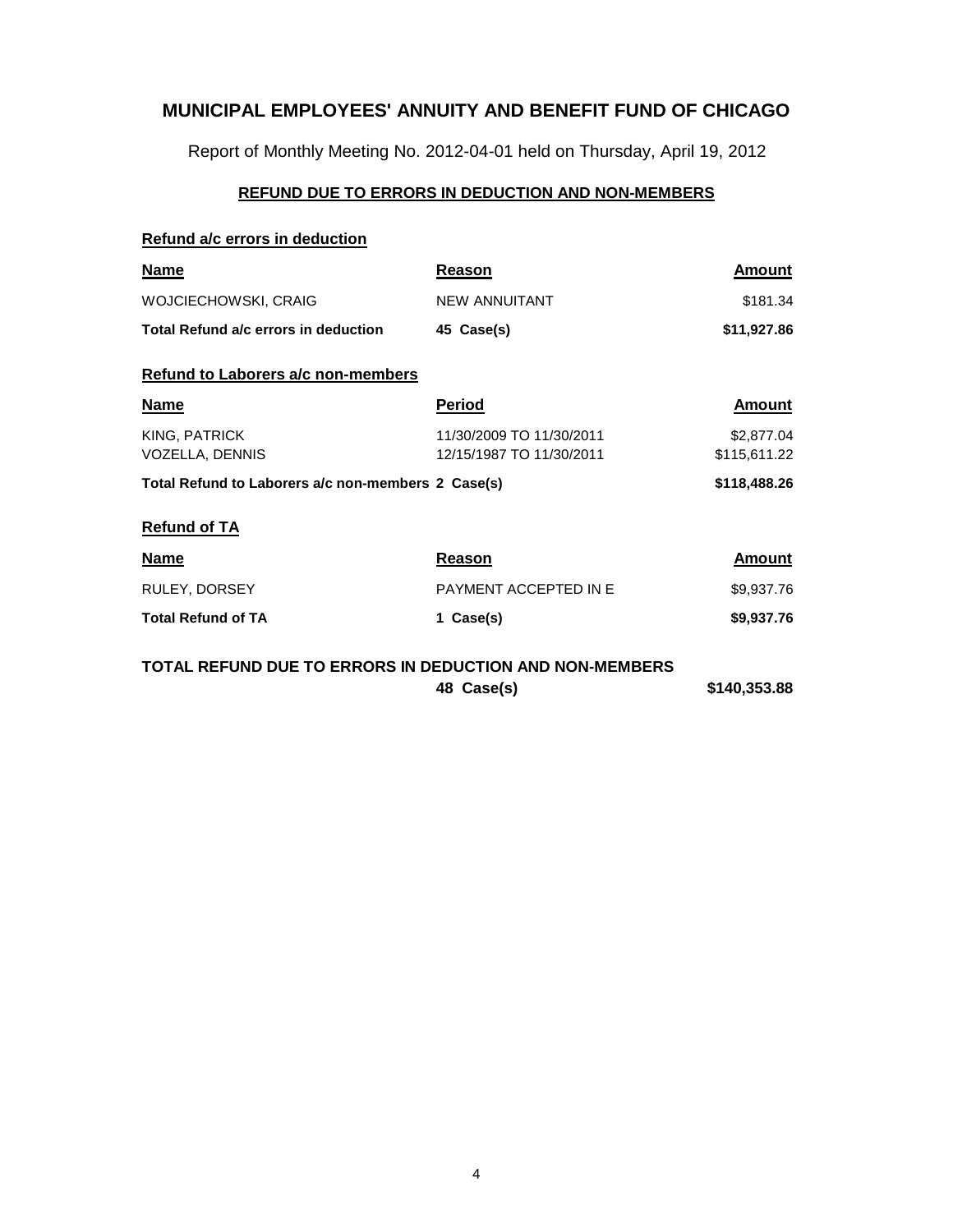# MUNICIPAL EMPLOYEES' ANNUITY AND BENEFIT FUND OF CHICAGO

Report of Monthly Meeting No. 2012-04-01 held on Thursday, April 19, 2012

## REFUND DUE TO ERRORS IN DEDUCTION AND NON-MEMBERS

### Refund a/c errors in deduction

| Name | Reason | Amount |
|---|---|---|
| WOJCIECHOWSKI, CRAIG | NEW ANNUITANT | $181.34 |
| **Total Refund a/c errors in deduction** | **45 Case(s)** | **$11,927.86** |

### Refund to Laborers a/c non-members

| Name | Period | Amount |
|---|---|---|
| KING, PATRICK | 11/30/2009 TO 11/30/2011 | $2,877.04 |
| VOZELLA, DENNIS | 12/15/1987 TO 11/30/2011 | $115,611.22 |
| **Total Refund to Laborers a/c non-members** | **2 Case(s)** | **$118,488.26** |

### Refund of TA

| Name | Reason | Amount |
|---|---|---|
| RULEY, DORSEY | PAYMENT ACCEPTED IN E | $9,937.76 |
| **Total Refund of TA** | **1 Case(s)** | **$9,937.76** |

**TOTAL REFUND DUE TO ERRORS IN DEDUCTION AND NON-MEMBERS**

**48 Case(s) $140,353.88**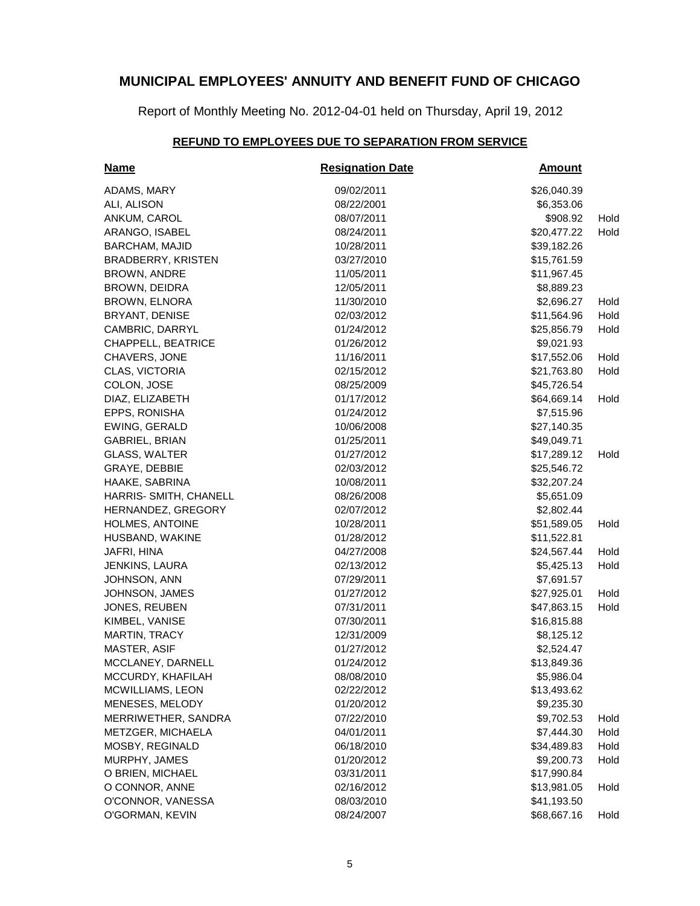# MUNICIPAL EMPLOYEES' ANNUITY AND BENEFIT FUND OF CHICAGO

Report of Monthly Meeting No. 2012-04-01 held on Thursday, April 19, 2012

## REFUND TO EMPLOYEES DUE TO SEPARATION FROM SERVICE

| Name | Resignation Date | Amount | |
|---|---|---|---|
| ADAMS, MARY | 09/02/2011 | $26,040.39 | |
| ALI, ALISON | 08/22/2001 | $6,353.06 | |
| ANKUM, CAROL | 08/07/2011 | $908.92 | Hold |
| ARANGO, ISABEL | 08/24/2011 | $20,477.22 | Hold |
| BARCHAM, MAJID | 10/28/2011 | $39,182.26 | |
| BRADBERRY, KRISTEN | 03/27/2010 | $15,761.59 | |
| BROWN, ANDRE | 11/05/2011 | $11,967.45 | |
| BROWN, DEIDRA | 12/05/2011 | $8,889.23 | |
| BROWN, ELNORA | 11/30/2010 | $2,696.27 | Hold |
| BRYANT, DENISE | 02/03/2012 | $11,564.96 | Hold |
| CAMBRIC, DARRYL | 01/24/2012 | $25,856.79 | Hold |
| CHAPPELL, BEATRICE | 01/26/2012 | $9,021.93 | |
| CHAVERS, JONE | 11/16/2011 | $17,552.06 | Hold |
| CLAS, VICTORIA | 02/15/2012 | $21,763.80 | Hold |
| COLON, JOSE | 08/25/2009 | $45,726.54 | |
| DIAZ, ELIZABETH | 01/17/2012 | $64,669.14 | Hold |
| EPPS, RONISHA | 01/24/2012 | $7,515.96 | |
| EWING, GERALD | 10/06/2008 | $27,140.35 | |
| GABRIEL, BRIAN | 01/25/2011 | $49,049.71 | |
| GLASS, WALTER | 01/27/2012 | $17,289.12 | Hold |
| GRAYE, DEBBIE | 02/03/2012 | $25,546.72 | |
| HAAKE, SABRINA | 10/08/2011 | $32,207.24 | |
| HARRIS- SMITH, CHANELL | 08/26/2008 | $5,651.09 | |
| HERNANDEZ, GREGORY | 02/07/2012 | $2,802.44 | |
| HOLMES, ANTOINE | 10/28/2011 | $51,589.05 | Hold |
| HUSBAND, WAKINE | 01/28/2012 | $11,522.81 | |
| JAFRI, HINA | 04/27/2008 | $24,567.44 | Hold |
| JENKINS, LAURA | 02/13/2012 | $5,425.13 | Hold |
| JOHNSON, ANN | 07/29/2011 | $7,691.57 | |
| JOHNSON, JAMES | 01/27/2012 | $27,925.01 | Hold |
| JONES, REUBEN | 07/31/2011 | $47,863.15 | Hold |
| KIMBEL, VANISE | 07/30/2011 | $16,815.88 | |
| MARTIN, TRACY | 12/31/2009 | $8,125.12 | |
| MASTER, ASIF | 01/27/2012 | $2,524.47 | |
| MCCLANEY, DARNELL | 01/24/2012 | $13,849.36 | |
| MCCURDY, KHAFILAH | 08/08/2010 | $5,986.04 | |
| MCWILLIAMS, LEON | 02/22/2012 | $13,493.62 | |
| MENESES, MELODY | 01/20/2012 | $9,235.30 | |
| MERRIWETHER, SANDRA | 07/22/2010 | $9,702.53 | Hold |
| METZGER, MICHAELA | 04/01/2011 | $7,444.30 | Hold |
| MOSBY, REGINALD | 06/18/2010 | $34,489.83 | Hold |
| MURPHY, JAMES | 01/20/2012 | $9,200.73 | Hold |
| O BRIEN, MICHAEL | 03/31/2011 | $17,990.84 | |
| O CONNOR, ANNE | 02/16/2012 | $13,981.05 | Hold |
| O'CONNOR, VANESSA | 08/03/2010 | $41,193.50 | |
| O'GORMAN, KEVIN | 08/24/2007 | $68,667.16 | Hold |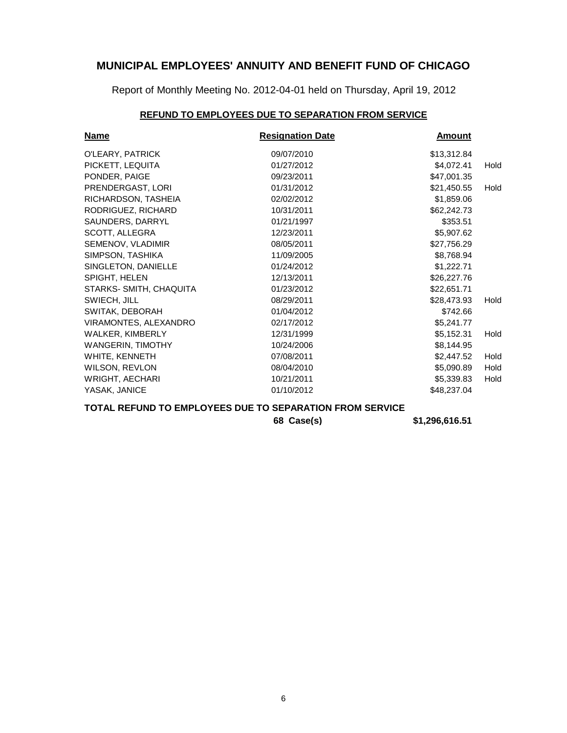# MUNICIPAL EMPLOYEES' ANNUITY AND BENEFIT FUND OF CHICAGO

Report of Monthly Meeting No. 2012-04-01 held on Thursday, April 19, 2012

## REFUND TO EMPLOYEES DUE TO SEPARATION FROM SERVICE

| Name | Resignation Date | Amount | |
|---|---|---|---|
| O'LEARY, PATRICK | 09/07/2010 | $13,312.84 | |
| PICKETT, LEQUITA | 01/27/2012 | $4,072.41 | Hold |
| PONDER, PAIGE | 09/23/2011 | $47,001.35 | |
| PRENDERGAST, LORI | 01/31/2012 | $21,450.55 | Hold |
| RICHARDSON, TASHEIA | 02/02/2012 | $1,859.06 | |
| RODRIGUEZ, RICHARD | 10/31/2011 | $62,242.73 | |
| SAUNDERS, DARRYL | 01/21/1997 | $353.51 | |
| SCOTT, ALLEGRA | 12/23/2011 | $5,907.62 | |
| SEMENOV, VLADIMIR | 08/05/2011 | $27,756.29 | |
| SIMPSON, TASHIKA | 11/09/2005 | $8,768.94 | |
| SINGLETON, DANIELLE | 01/24/2012 | $1,222.71 | |
| SPIGHT, HELEN | 12/13/2011 | $26,227.76 | |
| STARKS- SMITH, CHAQUITA | 01/23/2012 | $22,651.71 | |
| SWIECH, JILL | 08/29/2011 | $28,473.93 | Hold |
| SWITAK, DEBORAH | 01/04/2012 | $742.66 | |
| VIRAMONTES, ALEXANDRO | 02/17/2012 | $5,241.77 | |
| WALKER, KIMBERLY | 12/31/1999 | $5,152.31 | Hold |
| WANGERIN, TIMOTHY | 10/24/2006 | $8,144.95 | |
| WHITE, KENNETH | 07/08/2011 | $2,447.52 | Hold |
| WILSON, REVLON | 08/04/2010 | $5,090.89 | Hold |
| WRIGHT, AECHARI | 10/21/2011 | $5,339.83 | Hold |
| YASAK, JANICE | 01/10/2012 | $48,237.04 | |

**TOTAL REFUND TO EMPLOYEES DUE TO SEPARATION FROM SERVICE**

| | | |
|---|---|---|
| | **68 Case(s)** | **$1,296,616.51** |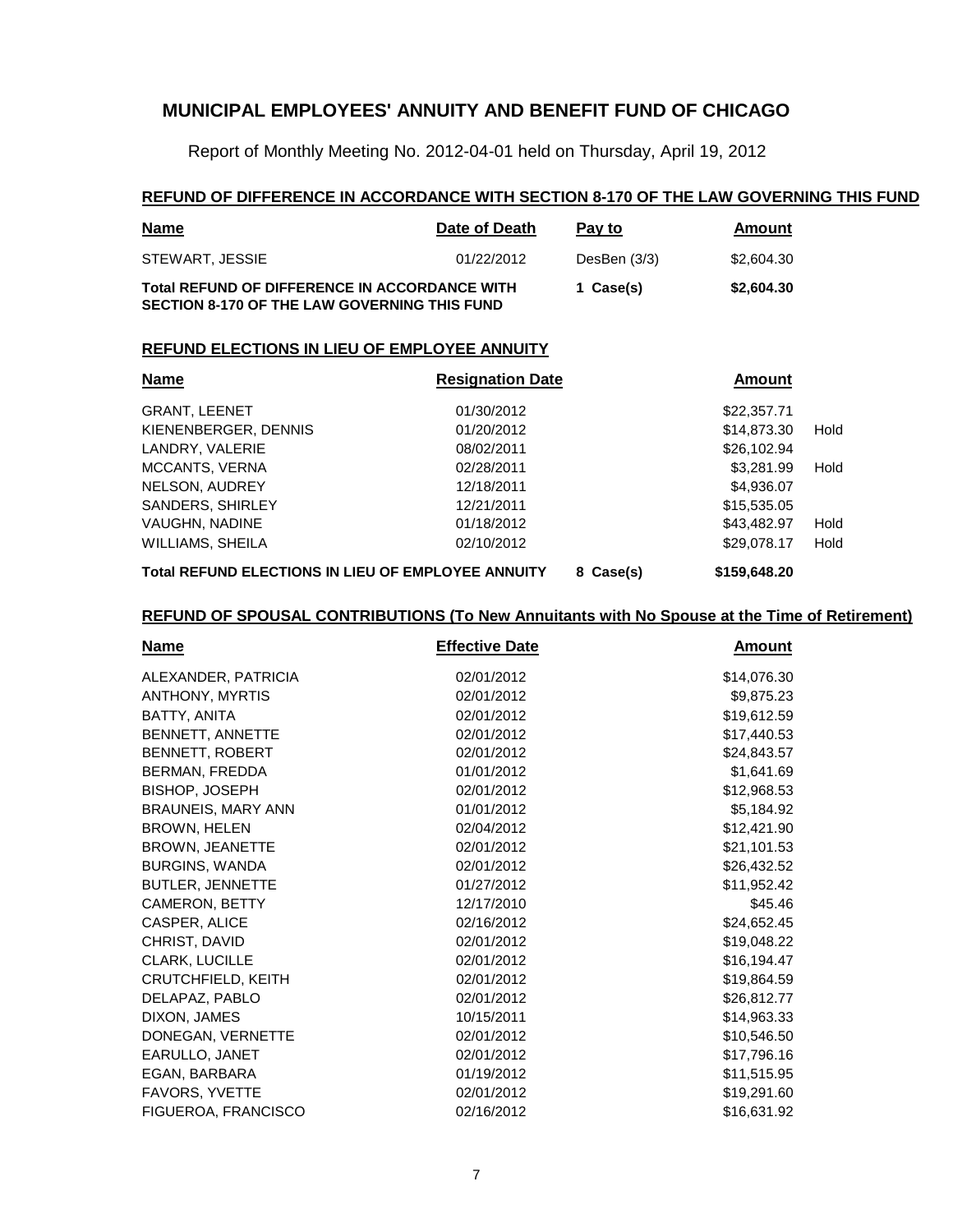# MUNICIPAL EMPLOYEES' ANNUITY AND BENEFIT FUND OF CHICAGO

Report of Monthly Meeting No. 2012-04-01 held on Thursday, April 19, 2012

## REFUND OF DIFFERENCE IN ACCORDANCE WITH SECTION 8-170 OF THE LAW GOVERNING THIS FUND

| Name | Date of Death | Pay to | Amount |
|---|---|---|---|
| STEWART, JESSIE | 01/22/2012 | DesBen (3/3) | $2,604.30 |
| **Total REFUND OF DIFFERENCE IN ACCORDANCE WITH SECTION 8-170 OF THE LAW GOVERNING THIS FUND** | | **1 Case(s)** | **$2,604.30** |

## REFUND ELECTIONS IN LIEU OF EMPLOYEE ANNUITY

| Name | Resignation Date | | Amount | |
|---|---|---|---|---|
| GRANT, LEENET | 01/30/2012 | | $22,357.71 | |
| KIENENBERGER, DENNIS | 01/20/2012 | | $14,873.30 | Hold |
| LANDRY, VALERIE | 08/02/2011 | | $26,102.94 | |
| MCCANTS, VERNA | 02/28/2011 | | $3,281.99 | Hold |
| NELSON, AUDREY | 12/18/2011 | | $4,936.07 | |
| SANDERS, SHIRLEY | 12/21/2011 | | $15,535.05 | |
| VAUGHN, NADINE | 01/18/2012 | | $43,482.97 | Hold |
| WILLIAMS, SHEILA | 02/10/2012 | | $29,078.17 | Hold |
| **Total REFUND ELECTIONS IN LIEU OF EMPLOYEE ANNUITY** | | **8 Case(s)** | **$159,648.20** | |

## REFUND OF SPOUSAL CONTRIBUTIONS (To New Annuitants with No Spouse at the Time of Retirement)

| Name | Effective Date | Amount |
|---|---|---|
| ALEXANDER, PATRICIA | 02/01/2012 | $14,076.30 |
| ANTHONY, MYRTIS | 02/01/2012 | $9,875.23 |
| BATTY, ANITA | 02/01/2012 | $19,612.59 |
| BENNETT, ANNETTE | 02/01/2012 | $17,440.53 |
| BENNETT, ROBERT | 02/01/2012 | $24,843.57 |
| BERMAN, FREDDA | 01/01/2012 | $1,641.69 |
| BISHOP, JOSEPH | 02/01/2012 | $12,968.53 |
| BRAUNEIS, MARY ANN | 01/01/2012 | $5,184.92 |
| BROWN, HELEN | 02/04/2012 | $12,421.90 |
| BROWN, JEANETTE | 02/01/2012 | $21,101.53 |
| BURGINS, WANDA | 02/01/2012 | $26,432.52 |
| BUTLER, JENNETTE | 01/27/2012 | $11,952.42 |
| CAMERON, BETTY | 12/17/2010 | $45.46 |
| CASPER, ALICE | 02/16/2012 | $24,652.45 |
| CHRIST, DAVID | 02/01/2012 | $19,048.22 |
| CLARK, LUCILLE | 02/01/2012 | $16,194.47 |
| CRUTCHFIELD, KEITH | 02/01/2012 | $19,864.59 |
| DELAPAZ, PABLO | 02/01/2012 | $26,812.77 |
| DIXON, JAMES | 10/15/2011 | $14,963.33 |
| DONEGAN, VERNETTE | 02/01/2012 | $10,546.50 |
| EARULLO, JANET | 02/01/2012 | $17,796.16 |
| EGAN, BARBARA | 01/19/2012 | $11,515.95 |
| FAVORS, YVETTE | 02/01/2012 | $19,291.60 |
| FIGUEROA, FRANCISCO | 02/16/2012 | $16,631.92 |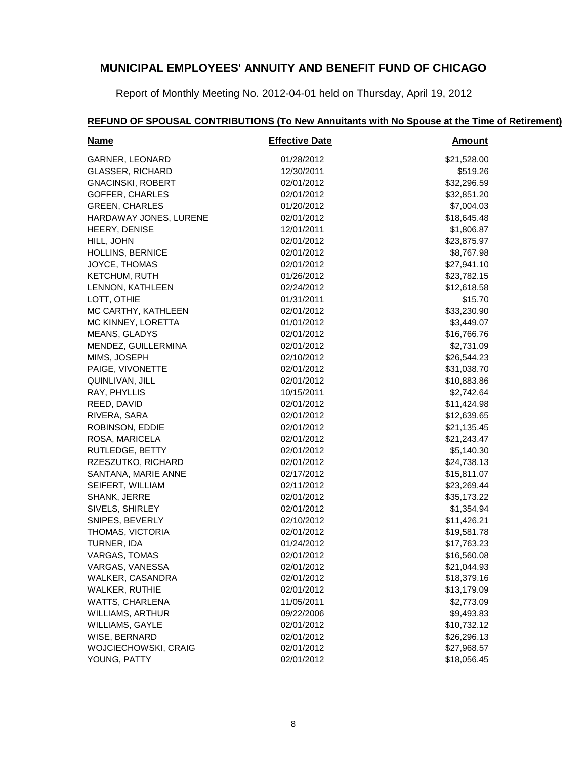# MUNICIPAL EMPLOYEES' ANNUITY AND BENEFIT FUND OF CHICAGO

Report of Monthly Meeting No. 2012-04-01 held on Thursday, April 19, 2012

## REFUND OF SPOUSAL CONTRIBUTIONS (To New Annuitants with No Spouse at the Time of Retirement)

| Name | Effective Date | Amount |
|---|---|---|
| GARNER, LEONARD | 01/28/2012 | $21,528.00 |
| GLASSER, RICHARD | 12/30/2011 | $519.26 |
| GNACINSKI, ROBERT | 02/01/2012 | $32,296.59 |
| GOFFER, CHARLES | 02/01/2012 | $32,851.20 |
| GREEN, CHARLES | 01/20/2012 | $7,004.03 |
| HARDAWAY JONES, LURENE | 02/01/2012 | $18,645.48 |
| HEERY, DENISE | 12/01/2011 | $1,806.87 |
| HILL, JOHN | 02/01/2012 | $23,875.97 |
| HOLLINS, BERNICE | 02/01/2012 | $8,767.98 |
| JOYCE, THOMAS | 02/01/2012 | $27,941.10 |
| KETCHUM, RUTH | 01/26/2012 | $23,782.15 |
| LENNON, KATHLEEN | 02/24/2012 | $12,618.58 |
| LOTT, OTHIE | 01/31/2011 | $15.70 |
| MC CARTHY, KATHLEEN | 02/01/2012 | $33,230.90 |
| MC KINNEY, LORETTA | 01/01/2012 | $3,449.07 |
| MEANS, GLADYS | 02/01/2012 | $16,766.76 |
| MENDEZ, GUILLERMINA | 02/01/2012 | $2,731.09 |
| MIMS, JOSEPH | 02/10/2012 | $26,544.23 |
| PAIGE, VIVONETTE | 02/01/2012 | $31,038.70 |
| QUINLIVAN, JILL | 02/01/2012 | $10,883.86 |
| RAY, PHYLLIS | 10/15/2011 | $2,742.64 |
| REED, DAVID | 02/01/2012 | $11,424.98 |
| RIVERA, SARA | 02/01/2012 | $12,639.65 |
| ROBINSON, EDDIE | 02/01/2012 | $21,135.45 |
| ROSA, MARICELA | 02/01/2012 | $21,243.47 |
| RUTLEDGE, BETTY | 02/01/2012 | $5,140.30 |
| RZESZUTKO, RICHARD | 02/01/2012 | $24,738.13 |
| SANTANA, MARIE ANNE | 02/17/2012 | $15,811.07 |
| SEIFERT, WILLIAM | 02/11/2012 | $23,269.44 |
| SHANK, JERRE | 02/01/2012 | $35,173.22 |
| SIVELS, SHIRLEY | 02/01/2012 | $1,354.94 |
| SNIPES, BEVERLY | 02/10/2012 | $11,426.21 |
| THOMAS, VICTORIA | 02/01/2012 | $19,581.78 |
| TURNER, IDA | 01/24/2012 | $17,763.23 |
| VARGAS, TOMAS | 02/01/2012 | $16,560.08 |
| VARGAS, VANESSA | 02/01/2012 | $21,044.93 |
| WALKER, CASANDRA | 02/01/2012 | $18,379.16 |
| WALKER, RUTHIE | 02/01/2012 | $13,179.09 |
| WATTS, CHARLENA | 11/05/2011 | $2,773.09 |
| WILLIAMS, ARTHUR | 09/22/2006 | $9,493.83 |
| WILLIAMS, GAYLE | 02/01/2012 | $10,732.12 |
| WISE, BERNARD | 02/01/2012 | $26,296.13 |
| WOJCIECHOWSKI, CRAIG | 02/01/2012 | $27,968.57 |
| YOUNG, PATTY | 02/01/2012 | $18,056.45 |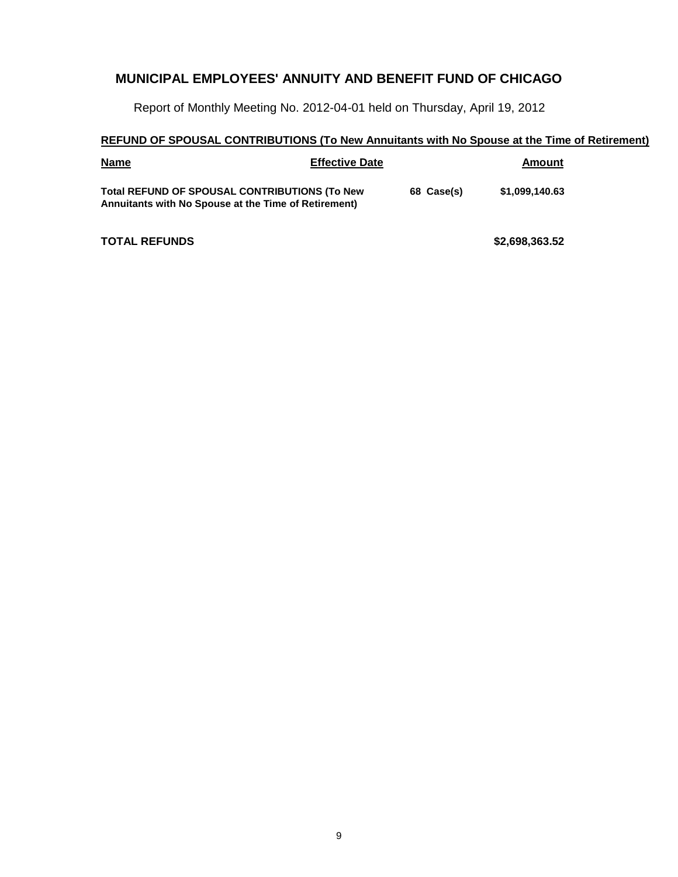## MUNICIPAL EMPLOYEES' ANNUITY AND BENEFIT FUND OF CHICAGO

Report of Monthly Meeting No. 2012-04-01 held on Thursday, April 19, 2012

**REFUND OF SPOUSAL CONTRIBUTIONS (To New Annuitants with No Spouse at the Time of Retirement)**

| Name | Effective Date | | Amount |
|---|---|---|---|
| **Total REFUND OF SPOUSAL CONTRIBUTIONS (To New Annuitants with No Spouse at the Time of Retirement)** | | **68 Case(s)** | **$1,099,140.63** |
| | | | |
| **TOTAL REFUNDS** | | | **$2,698,363.52** |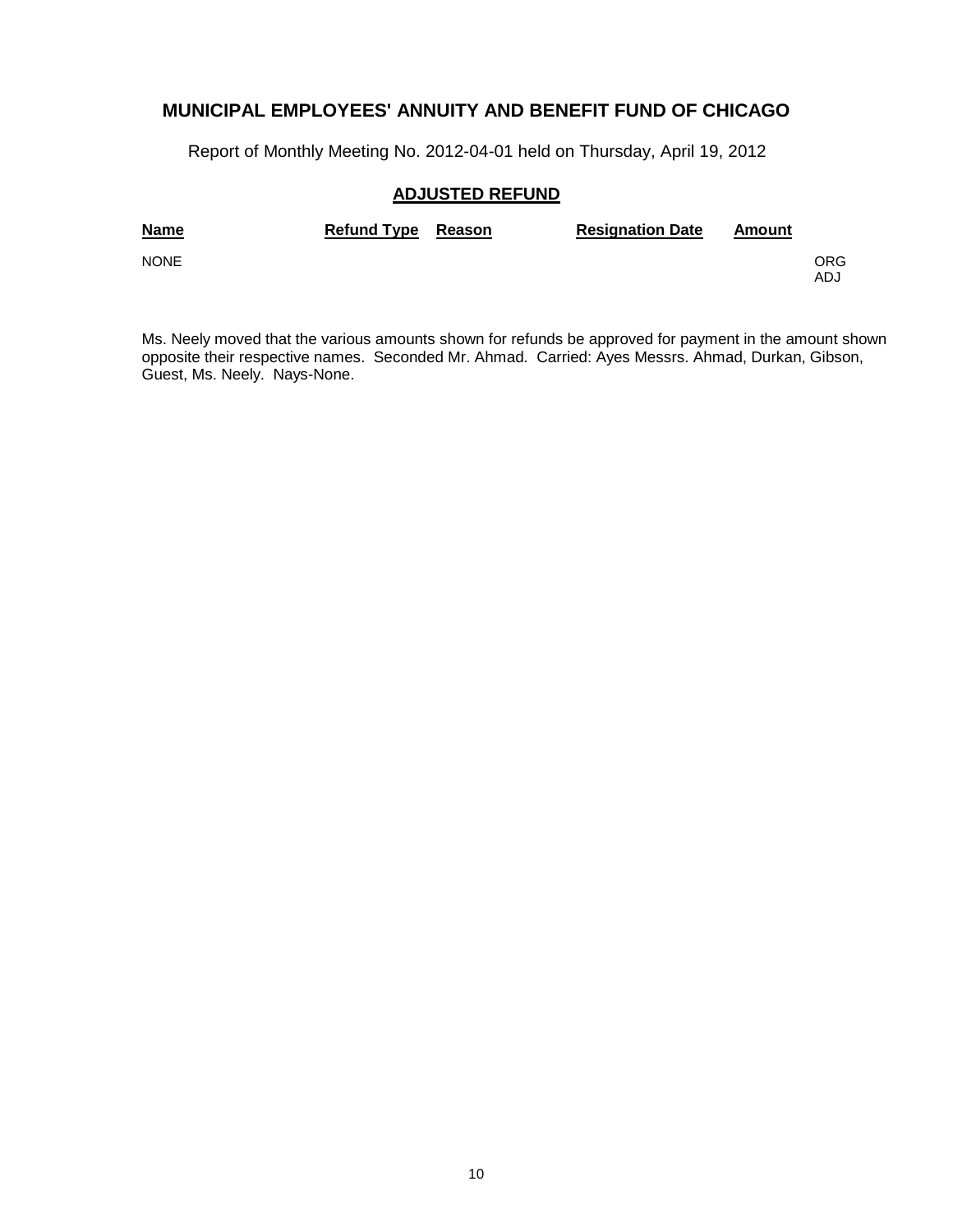# MUNICIPAL EMPLOYEES' ANNUITY AND BENEFIT FUND OF CHICAGO

Report of Monthly Meeting No. 2012-04-01 held on Thursday, April 19, 2012

## ADJUSTED REFUND

| Name | Refund Type | Reason | Resignation Date | Amount | |
|---|---|---|---|---|---|
| NONE | | | | | ORG<br>ADJ |

Ms. Neely moved that the various amounts shown for refunds be approved for payment in the amount shown opposite their respective names. Seconded Mr. Ahmad. Carried: Ayes Messrs. Ahmad, Durkan, Gibson, Guest, Ms. Neely. Nays-None.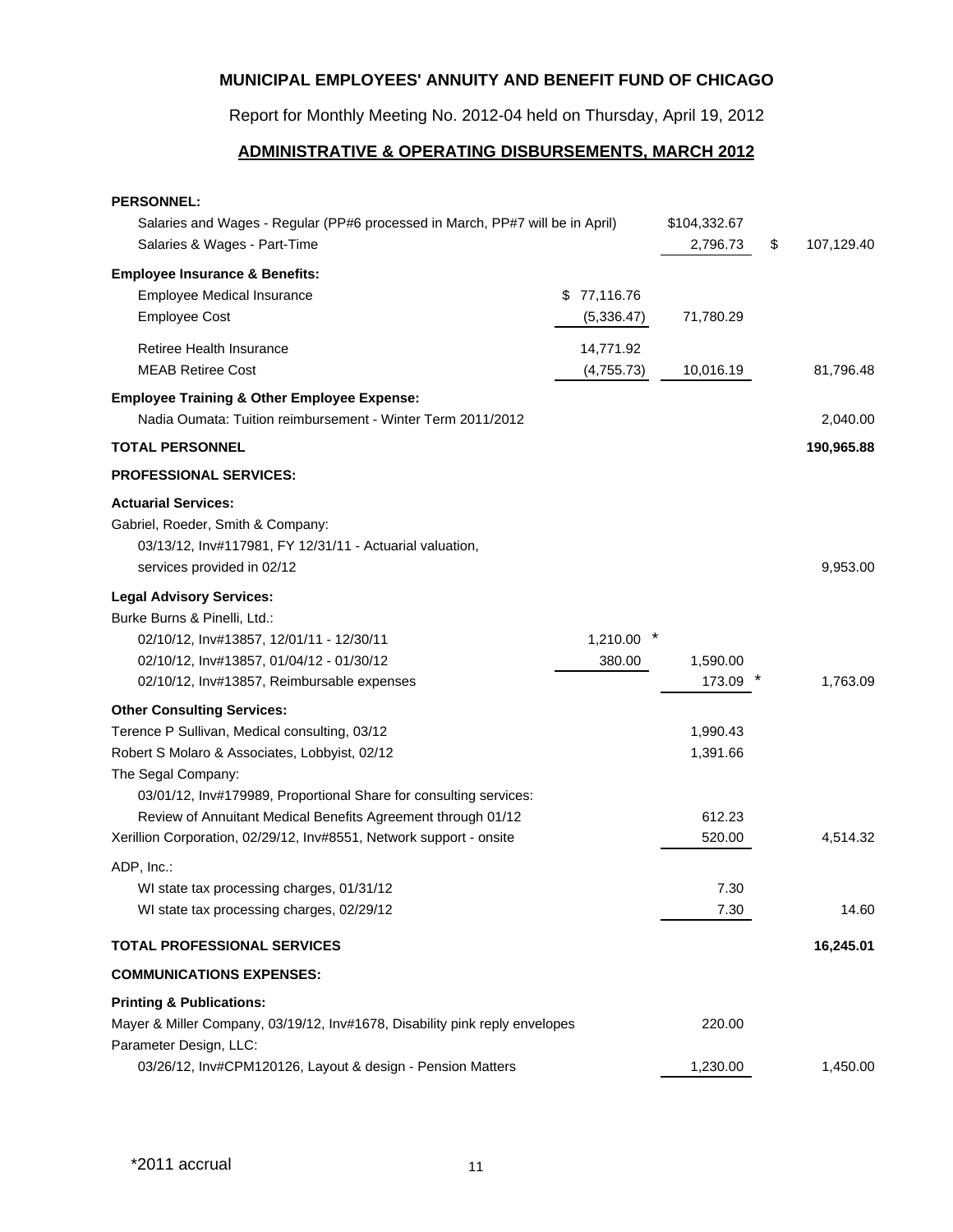**MUNICIPAL EMPLOYEES' ANNUITY AND BENEFIT FUND OF CHICAGO**

Report for Monthly Meeting No. 2012-04 held on Thursday, April 19, 2012

**ADMINISTRATIVE & OPERATING DISBURSEMENTS, MARCH 2012**

| | | | |
|---|---|---|---|
| **PERSONNEL:** | | | |
| Salaries and Wages - Regular (PP#6 processed in March, PP#7 will be in April) | | $104,332.67 | |
| Salaries & Wages - Part-Time | | 2,796.73 | $ 107,129.40 |
| **Employee Insurance & Benefits:** | | | |
| Employee Medical Insurance | $ 77,116.76 | | |
| Employee Cost | (5,336.47) | 71,780.29 | |
| Retiree Health Insurance | 14,771.92 | | |
| MEAB Retiree Cost | (4,755.73) | 10,016.19 | 81,796.48 |
| **Employee Training & Other Employee Expense:** | | | |
| Nadia Oumata: Tuition reimbursement - Winter Term 2011/2012 | | | 2,040.00 |
| **TOTAL PERSONNEL** | | | **190,965.88** |
| **PROFESSIONAL SERVICES:** | | | |
| **Actuarial Services:** | | | |
| Gabriel, Roeder, Smith & Company: | | | |
| 03/13/12, Inv#117981, FY 12/31/11 - Actuarial valuation, services provided in 02/12 | | | 9,953.00 |
| **Legal Advisory Services:** | | | |
| Burke Burns & Pinelli, Ltd.: | | | |
| 02/10/12, Inv#13857, 12/01/11 - 12/30/11 | 1,210.00 * | | |
| 02/10/12, Inv#13857, 01/04/12 - 01/30/12 | 380.00 | 1,590.00 | |
| 02/10/12, Inv#13857, Reimbursable expenses | | 173.09 * | 1,763.09 |
| **Other Consulting Services:** | | | |
| Terence P Sullivan, Medical consulting, 03/12 | | 1,990.43 | |
| Robert S Molaro & Associates, Lobbyist, 02/12 | | 1,391.66 | |
| The Segal Company: | | | |
| 03/01/12, Inv#179989, Proportional Share for consulting services: Review of Annuitant Medical Benefits Agreement through 01/12 | | 612.23 | |
| Xerillion Corporation, 02/29/12, Inv#8551, Network support - onsite | | 520.00 | 4,514.32 |
| ADP, Inc.: | | | |
| WI state tax processing charges, 01/31/12 | | 7.30 | |
| WI state tax processing charges, 02/29/12 | | 7.30 | 14.60 |
| **TOTAL PROFESSIONAL SERVICES** | | | **16,245.01** |
| **COMMUNICATIONS EXPENSES:** | | | |
| **Printing & Publications:** | | | |
| Mayer & Miller Company, 03/19/12, Inv#1678, Disability pink reply envelopes | | 220.00 | |
| Parameter Design, LLC: | | | |
| 03/26/12, Inv#CPM120126, Layout & design - Pension Matters | | 1,230.00 | 1,450.00 |

*2011 accrual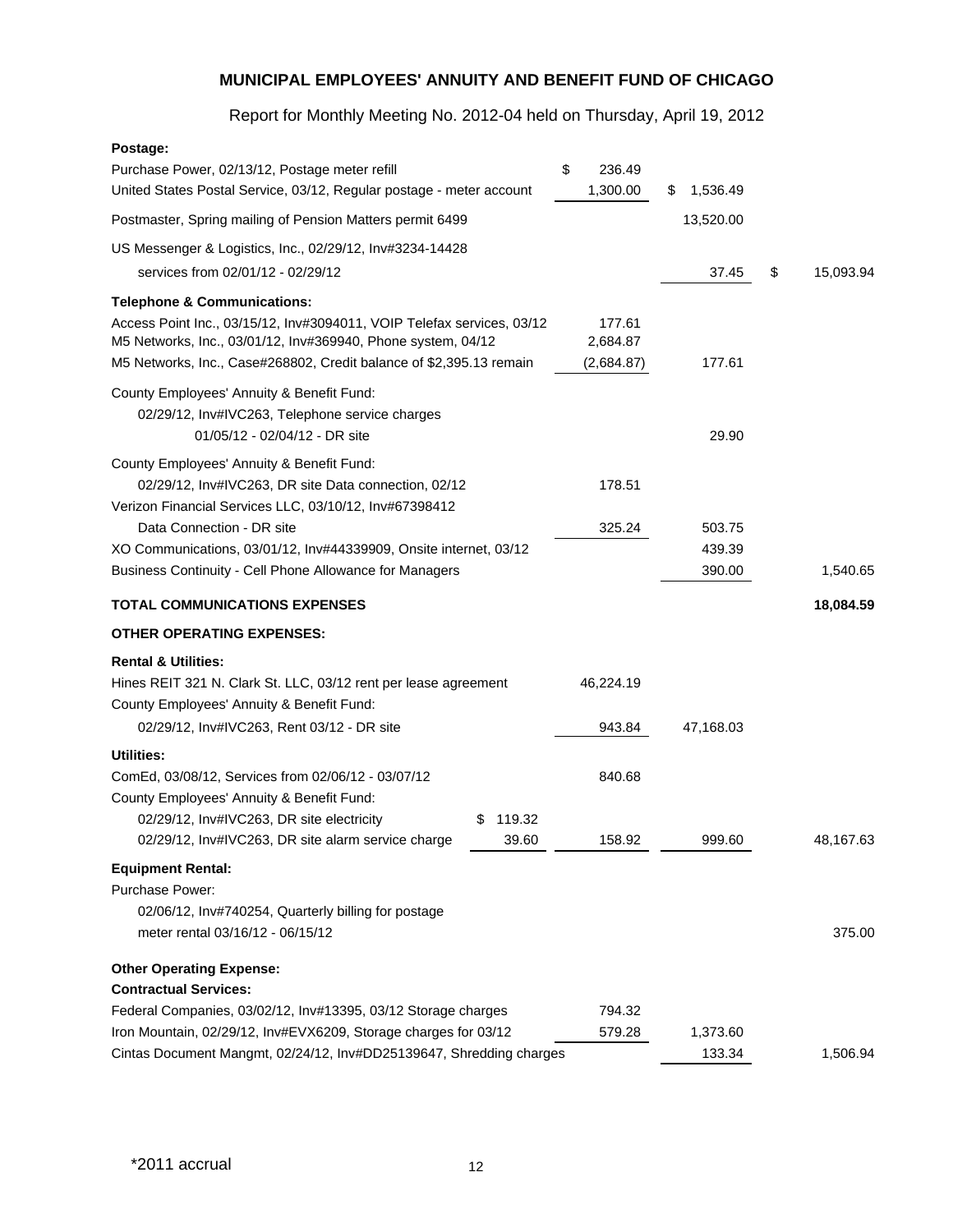## MUNICIPAL EMPLOYEES' ANNUITY AND BENEFIT FUND OF CHICAGO

Report for Monthly Meeting No. 2012-04 held on Thursday, April 19, 2012

| | | | | |
|---|---|---|---|---|
| **Postage:** | | | | |
| Purchase Power, 02/13/12, Postage meter refill | | $ 236.49 | | |
| United States Postal Service, 03/12, Regular postage - meter account | | 1,300.00 | $ 1,536.49 | |
| Postmaster, Spring mailing of Pension Matters permit 6499 | | | 13,520.00 | |
| US Messenger & Logistics, Inc., 02/29/12, Inv#3234-14428 | | | | |
| services from 02/01/12 - 02/29/12 | | | 37.45 | $ 15,093.94 |
| **Telephone & Communications:** | | | | |
| Access Point Inc., 03/15/12, Inv#3094011, VOIP Telefax services, 03/12 | | 177.61 | | |
| M5 Networks, Inc., 03/01/12, Inv#369940, Phone system, 04/12 | | 2,684.87 | | |
| M5 Networks, Inc., Case#268802, Credit balance of $2,395.13 remain | | (2,684.87) | 177.61 | |
| County Employees' Annuity & Benefit Fund: | | | | |
| 02/29/12, Inv#IVC263, Telephone service charges | | | | |
| 01/05/12 - 02/04/12 - DR site | | | 29.90 | |
| County Employees' Annuity & Benefit Fund: | | | | |
| 02/29/12, Inv#IVC263, DR site Data connection, 02/12 | | 178.51 | | |
| Verizon Financial Services LLC, 03/10/12, Inv#67398412 | | | | |
| Data Connection - DR site | | 325.24 | 503.75 | |
| XO Communications, 03/01/12, Inv#44339909, Onsite internet, 03/12 | | | 439.39 | |
| Business Continuity - Cell Phone Allowance for Managers | | | 390.00 | 1,540.65 |
| **TOTAL COMMUNICATIONS EXPENSES** | | | | **18,084.59** |
| **OTHER OPERATING EXPENSES:** | | | | |
| **Rental & Utilities:** | | | | |
| Hines REIT 321 N. Clark St. LLC, 03/12 rent per lease agreement | | 46,224.19 | | |
| County Employees' Annuity & Benefit Fund: | | | | |
| 02/29/12, Inv#IVC263, Rent 03/12 - DR site | | 943.84 | 47,168.03 | |
| **Utilities:** | | | | |
| ComEd, 03/08/12, Services from 02/06/12 - 03/07/12 | | 840.68 | | |
| County Employees' Annuity & Benefit Fund: | | | | |
| 02/29/12, Inv#IVC263, DR site electricity | $ 119.32 | | | |
| 02/29/12, Inv#IVC263, DR site alarm service charge | 39.60 | 158.92 | 999.60 | 48,167.63 |
| **Equipment Rental:** | | | | |
| Purchase Power: | | | | |
| 02/06/12, Inv#740254, Quarterly billing for postage | | | | |
| meter rental 03/16/12 - 06/15/12 | | | | 375.00 |
| **Other Operating Expense:** | | | | |
| **Contractual Services:** | | | | |
| Federal Companies, 03/02/12, Inv#13395, 03/12 Storage charges | | 794.32 | | |
| Iron Mountain, 02/29/12, Inv#EVX6209, Storage charges for 03/12 | | 579.28 | 1,373.60 | |
| Cintas Document Mangmt, 02/24/12, Inv#DD25139647, Shredding charges | | | 133.34 | 1,506.94 |

*2011 accrual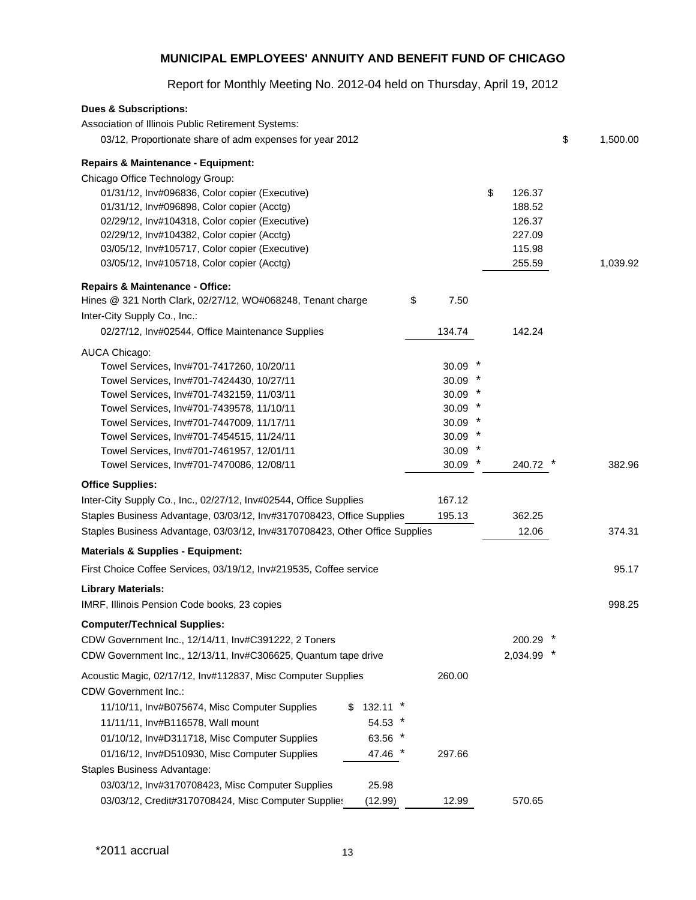## MUNICIPAL EMPLOYEES' ANNUITY AND BENEFIT FUND OF CHICAGO

Report for Monthly Meeting No. 2012-04 held on Thursday, April 19, 2012

| | | | | |
|---|---|---|---|---|
| **Dues & Subscriptions:** | | | | |
| Association of Illinois Public Retirement Systems: | | | | |
| 03/12, Proportionate share of adm expenses for year 2012 | | | | $ 1,500.00 |
| **Repairs & Maintenance - Equipment:** | | | | |
| Chicago Office Technology Group: | | | | |
| 01/31/12, Inv#096836, Color copier (Executive) | | | $ 126.37 | |
| 01/31/12, Inv#096898, Color copier (Acctg) | | | 188.52 | |
| 02/29/12, Inv#104318, Color copier (Executive) | | | 126.37 | |
| 02/29/12, Inv#104382, Color copier (Acctg) | | | 227.09 | |
| 03/05/12, Inv#105717, Color copier (Executive) | | | 115.98 | |
| 03/05/12, Inv#105718, Color copier (Acctg) | | | 255.59 | 1,039.92 |
| **Repairs & Maintenance - Office:** | | | | |
| Hines @ 321 North Clark, 02/27/12, WO#068248, Tenant charge | | $ 7.50 | | |
| Inter-City Supply Co., Inc.: | | | | |
| 02/27/12, Inv#02544, Office Maintenance Supplies | | 134.74 | 142.24 | |
| AUCA Chicago: | | | | |
| Towel Services, Inv#701-7417260, 10/20/11 | | 30.09 * | | |
| Towel Services, Inv#701-7424430, 10/27/11 | | 30.09 * | | |
| Towel Services, Inv#701-7432159, 11/03/11 | | 30.09 * | | |
| Towel Services, Inv#701-7439578, 11/10/11 | | 30.09 * | | |
| Towel Services, Inv#701-7447009, 11/17/11 | | 30.09 * | | |
| Towel Services, Inv#701-7454515, 11/24/11 | | 30.09 * | | |
| Towel Services, Inv#701-7461957, 12/01/11 | | 30.09 * | | |
| Towel Services, Inv#701-7470086, 12/08/11 | | 30.09 * | 240.72 * | 382.96 |
| **Office Supplies:** | | | | |
| Inter-City Supply Co., Inc., 02/27/12, Inv#02544, Office Supplies | | 167.12 | | |
| Staples Business Advantage, 03/03/12, Inv#3170708423, Office Supplies | | 195.13 | 362.25 | |
| Staples Business Advantage, 03/03/12, Inv#3170708423, Other Office Supplies | | | 12.06 | 374.31 |
| **Materials & Supplies - Equipment:** | | | | |
| First Choice Coffee Services, 03/19/12, Inv#219535, Coffee service | | | | 95.17 |
| **Library Materials:** | | | | |
| IMRF, Illinois Pension Code books, 23 copies | | | | 998.25 |
| **Computer/Technical Supplies:** | | | | |
| CDW Government Inc., 12/14/11, Inv#C391222, 2 Toners | | | 200.29 * | |
| CDW Government Inc., 12/13/11, Inv#C306625, Quantum tape drive | | | 2,034.99 * | |
| Acoustic Magic, 02/17/12, Inv#112837, Misc Computer Supplies | | 260.00 | | |
| CDW Government Inc.: | | | | |
| 11/10/11, Inv#B075674, Misc Computer Supplies | $ 132.11 * | | | |
| 11/11/11, Inv#B116578, Wall mount | 54.53 * | | | |
| 01/10/12, Inv#D311718, Misc Computer Supplies | 63.56 * | | | |
| 01/16/12, Inv#D510930, Misc Computer Supplies | 47.46 * | 297.66 | | |
| Staples Business Advantage: | | | | |
| 03/03/12, Inv#3170708423, Misc Computer Supplies | 25.98 | | | |
| 03/03/12, Credit#3170708424, Misc Computer Supplies | (12.99) | 12.99 | 570.65 | |

\*2011 accrual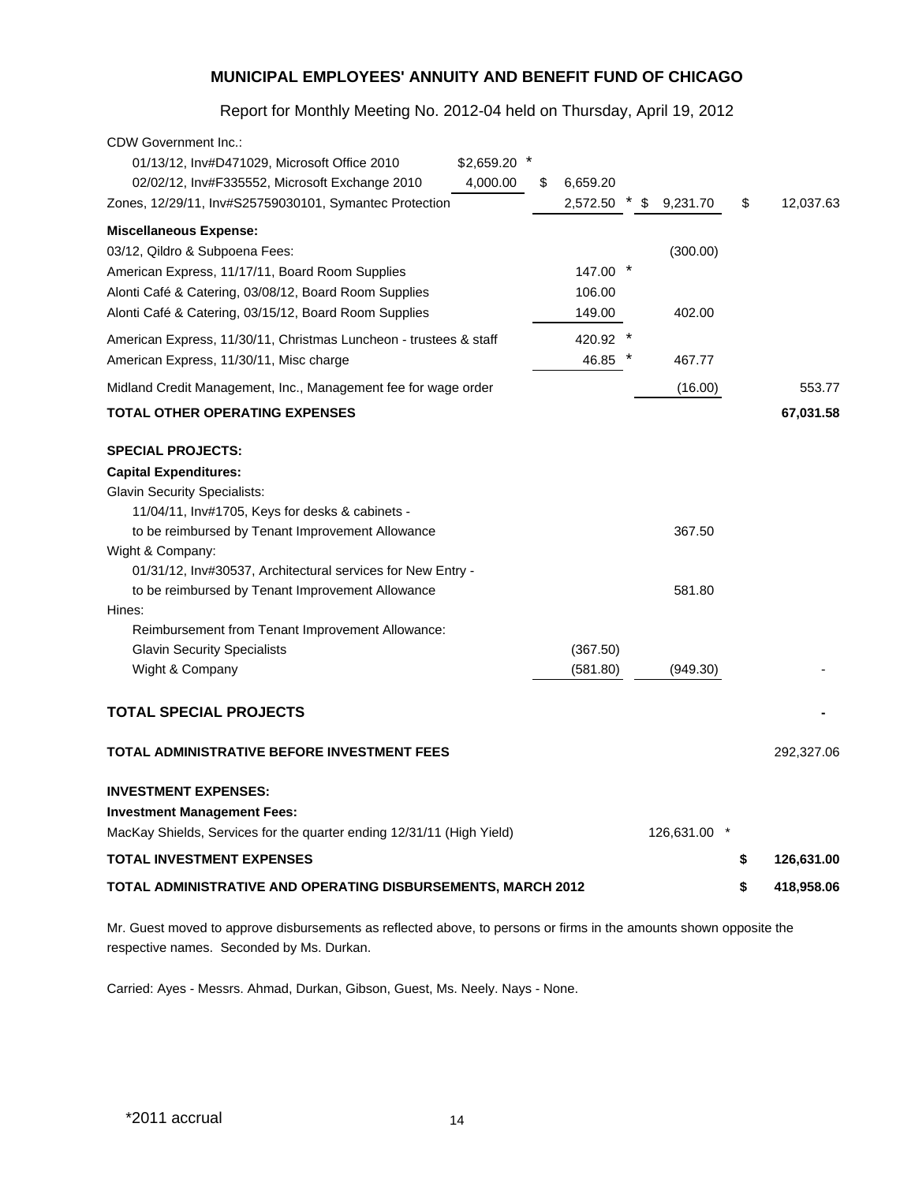## MUNICIPAL EMPLOYEES' ANNUITY AND BENEFIT FUND OF CHICAGO

Report for Monthly Meeting No. 2012-04 held on Thursday, April 19, 2012

| | | | | |
|---|---|---|---|---|
| CDW Government Inc.: | | | | |
| 01/13/12, Inv#D471029, Microsoft Office 2010 | $2,659.20 * | | | |
| 02/02/12, Inv#F335552, Microsoft Exchange 2010 | 4,000.00 | $ 6,659.20 | | |
| Zones, 12/29/11, Inv#S25759030101, Symantec Protection | | 2,572.50 * | $ 9,231.70 | $ 12,037.63 |
| **Miscellaneous Expense:** | | | | |
| 03/12, Qildro & Subpoena Fees: | | | (300.00) | |
| American Express, 11/17/11, Board Room Supplies | | 147.00 * | | |
| Alonti Café & Catering, 03/08/12, Board Room Supplies | | 106.00 | | |
| Alonti Café & Catering, 03/15/12, Board Room Supplies | | 149.00 | 402.00 | |
| American Express, 11/30/11, Christmas Luncheon - trustees & staff | | 420.92 * | | |
| American Express, 11/30/11, Misc charge | | 46.85 * | 467.77 | |
| Midland Credit Management, Inc., Management fee for wage order | | | (16.00) | 553.77 |
| **TOTAL OTHER OPERATING EXPENSES** | | | | **67,031.58** |
| **SPECIAL PROJECTS:** | | | | |
| **Capital Expenditures:** | | | | |
| Glavin Security Specialists: | | | | |
| 11/04/11, Inv#1705, Keys for desks & cabinets - to be reimbursed by Tenant Improvement Allowance | | | 367.50 | |
| Wight & Company: | | | | |
| 01/31/12, Inv#30537, Architectural services for New Entry - to be reimbursed by Tenant Improvement Allowance | | | 581.80 | |
| Hines: | | | | |
| Reimbursement from Tenant Improvement Allowance: | | | | |
| Glavin Security Specialists | | (367.50) | | |
| Wight & Company | | (581.80) | (949.30) | - |
| **TOTAL SPECIAL PROJECTS** | | | | **-** |
| **TOTAL ADMINISTRATIVE BEFORE INVESTMENT FEES** | | | | 292,327.06 |
| **INVESTMENT EXPENSES:** | | | | |
| **Investment Management Fees:** | | | | |
| MacKay Shields, Services for the quarter ending 12/31/11 (High Yield) | | | 126,631.00 * | |
| **TOTAL INVESTMENT EXPENSES** | | | | **$ 126,631.00** |
| **TOTAL ADMINISTRATIVE AND OPERATING DISBURSEMENTS, MARCH 2012** | | | | **$ 418,958.06** |

Mr. Guest moved to approve disbursements as reflected above, to persons or firms in the amounts shown opposite the respective names. Seconded by Ms. Durkan.

Carried: Ayes - Messrs. Ahmad, Durkan, Gibson, Guest, Ms. Neely. Nays - None.

*2011 accrual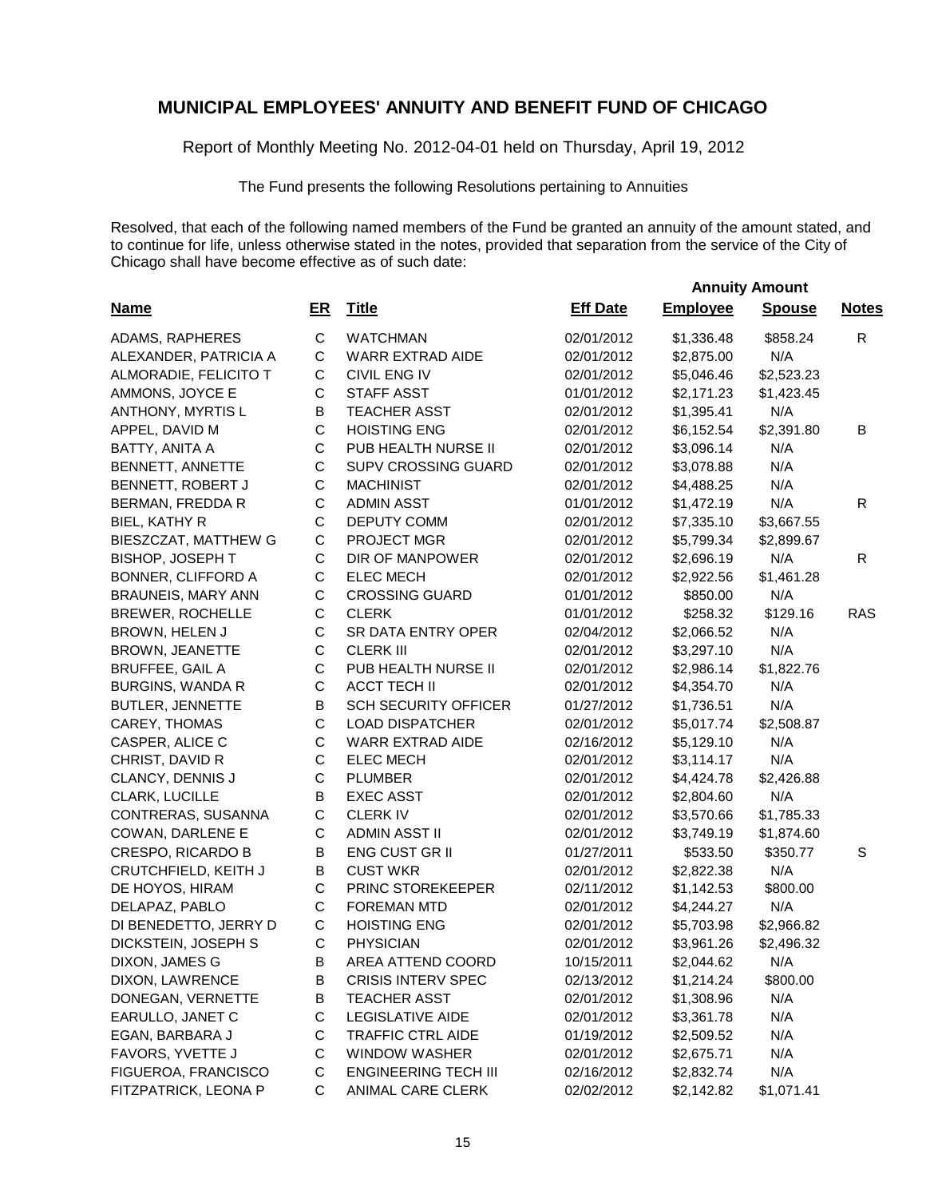# MUNICIPAL EMPLOYEES' ANNUITY AND BENEFIT FUND OF CHICAGO

Report of Monthly Meeting No. 2012-04-01 held on Thursday, April 19, 2012

The Fund presents the following Resolutions pertaining to Annuities

Resolved, that each of the following named members of the Fund be granted an annuity of the amount stated, and to continue for life, unless otherwise stated in the notes, provided that separation from the service of the City of Chicago shall have become effective as of such date:

| | | | | Annuity Amount | | |
|---|---|---|---|---|---|---|
| **Name** | **ER** | **Title** | **Eff Date** | **Employee** | **Spouse** | **Notes** |
| ADAMS, RAPHERES | C | WATCHMAN | 02/01/2012 | $1,336.48 | $858.24 | R |
| ALEXANDER, PATRICIA A | C | WARR EXTRAD AIDE | 02/01/2012 | $2,875.00 | N/A | |
| ALMORADIE, FELICITO T | C | CIVIL ENG IV | 02/01/2012 | $5,046.46 | $2,523.23 | |
| AMMONS, JOYCE E | C | STAFF ASST | 01/01/2012 | $2,171.23 | $1,423.45 | |
| ANTHONY, MYRTIS L | B | TEACHER ASST | 02/01/2012 | $1,395.41 | N/A | |
| APPEL, DAVID M | C | HOISTING ENG | 02/01/2012 | $6,152.54 | $2,391.80 | B |
| BATTY, ANITA A | C | PUB HEALTH NURSE II | 02/01/2012 | $3,096.14 | N/A | |
| BENNETT, ANNETTE | C | SUPV CROSSING GUARD | 02/01/2012 | $3,078.88 | N/A | |
| BENNETT, ROBERT J | C | MACHINIST | 02/01/2012 | $4,488.25 | N/A | |
| BERMAN, FREDDA R | C | ADMIN ASST | 01/01/2012 | $1,472.19 | N/A | R |
| BIEL, KATHY R | C | DEPUTY COMM | 02/01/2012 | $7,335.10 | $3,667.55 | |
| BIESZCZAT, MATTHEW G | C | PROJECT MGR | 02/01/2012 | $5,799.34 | $2,899.67 | |
| BISHOP, JOSEPH T | C | DIR OF MANPOWER | 02/01/2012 | $2,696.19 | N/A | R |
| BONNER, CLIFFORD A | C | ELEC MECH | 02/01/2012 | $2,922.56 | $1,461.28 | |
| BRAUNEIS, MARY ANN | C | CROSSING GUARD | 01/01/2012 | $850.00 | N/A | |
| BREWER, ROCHELLE | C | CLERK | 01/01/2012 | $258.32 | $129.16 | RAS |
| BROWN, HELEN J | C | SR DATA ENTRY OPER | 02/04/2012 | $2,066.52 | N/A | |
| BROWN, JEANETTE | C | CLERK III | 02/01/2012 | $3,297.10 | N/A | |
| BRUFFEE, GAIL A | C | PUB HEALTH NURSE II | 02/01/2012 | $2,986.14 | $1,822.76 | |
| BURGINS, WANDA R | C | ACCT TECH II | 02/01/2012 | $4,354.70 | N/A | |
| BUTLER, JENNETTE | B | SCH SECURITY OFFICER | 01/27/2012 | $1,736.51 | N/A | |
| CAREY, THOMAS | C | LOAD DISPATCHER | 02/01/2012 | $5,017.74 | $2,508.87 | |
| CASPER, ALICE C | C | WARR EXTRAD AIDE | 02/16/2012 | $5,129.10 | N/A | |
| CHRIST, DAVID R | C | ELEC MECH | 02/01/2012 | $3,114.17 | N/A | |
| CLANCY, DENNIS J | C | PLUMBER | 02/01/2012 | $4,424.78 | $2,426.88 | |
| CLARK, LUCILLE | B | EXEC ASST | 02/01/2012 | $2,804.60 | N/A | |
| CONTRERAS, SUSANNA | C | CLERK IV | 02/01/2012 | $3,570.66 | $1,785.33 | |
| COWAN, DARLENE E | C | ADMIN ASST II | 02/01/2012 | $3,749.19 | $1,874.60 | |
| CRESPO, RICARDO B | B | ENG CUST GR II | 01/27/2011 | $533.50 | $350.77 | S |
| CRUTCHFIELD, KEITH J | B | CUST WKR | 02/01/2012 | $2,822.38 | N/A | |
| DE HOYOS, HIRAM | C | PRINC STOREKEEPER | 02/11/2012 | $1,142.53 | $800.00 | |
| DELAPAZ, PABLO | C | FOREMAN MTD | 02/01/2012 | $4,244.27 | N/A | |
| DI BENEDETTO, JERRY D | C | HOISTING ENG | 02/01/2012 | $5,703.98 | $2,966.82 | |
| DICKSTEIN, JOSEPH S | C | PHYSICIAN | 02/01/2012 | $3,961.26 | $2,496.32 | |
| DIXON, JAMES G | B | AREA ATTEND COORD | 10/15/2011 | $2,044.62 | N/A | |
| DIXON, LAWRENCE | B | CRISIS INTERV SPEC | 02/13/2012 | $1,214.24 | $800.00 | |
| DONEGAN, VERNETTE | B | TEACHER ASST | 02/01/2012 | $1,308.96 | N/A | |
| EARULLO, JANET C | C | LEGISLATIVE AIDE | 02/01/2012 | $3,361.78 | N/A | |
| EGAN, BARBARA J | C | TRAFFIC CTRL AIDE | 01/19/2012 | $2,509.52 | N/A | |
| FAVORS, YVETTE J | C | WINDOW WASHER | 02/01/2012 | $2,675.71 | N/A | |
| FIGUEROA, FRANCISCO | C | ENGINEERING TECH III | 02/16/2012 | $2,832.74 | N/A | |
| FITZPATRICK, LEONA P | C | ANIMAL CARE CLERK | 02/02/2012 | $2,142.82 | $1,071.41 | |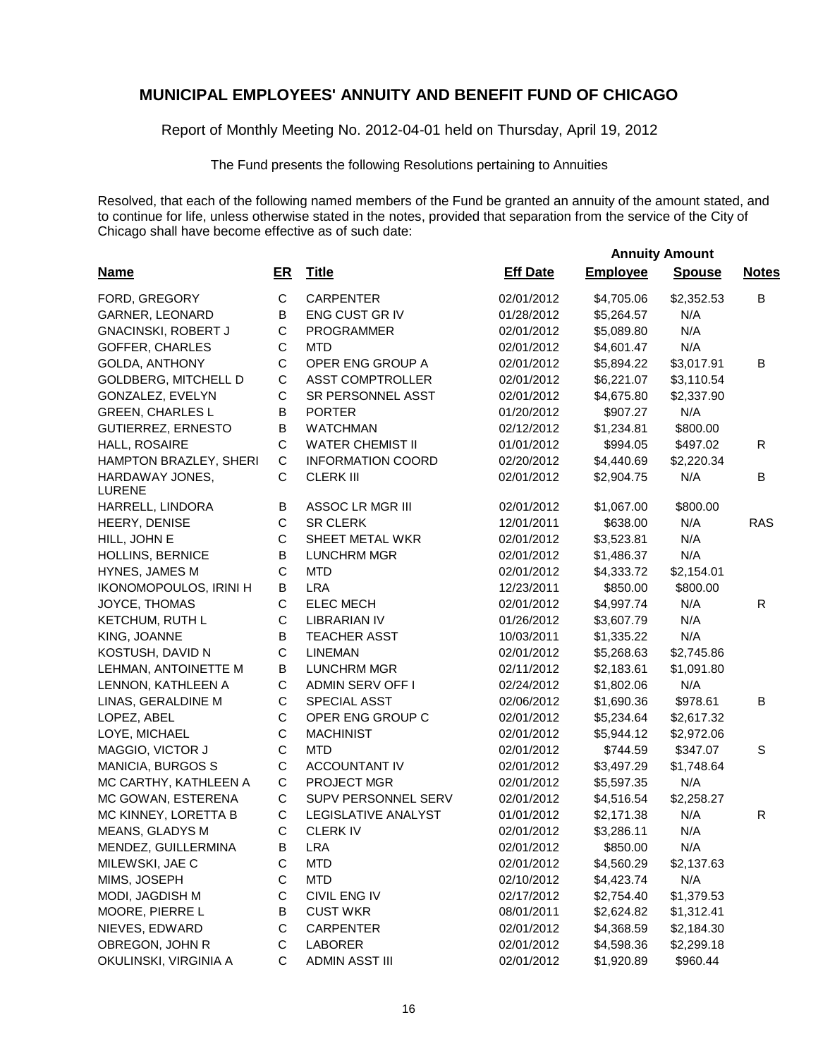# MUNICIPAL EMPLOYEES' ANNUITY AND BENEFIT FUND OF CHICAGO

Report of Monthly Meeting No. 2012-04-01 held on Thursday, April 19, 2012

The Fund presents the following Resolutions pertaining to Annuities

Resolved, that each of the following named members of the Fund be granted an annuity of the amount stated, and to continue for life, unless otherwise stated in the notes, provided that separation from the service of the City of Chicago shall have become effective as of such date:

| | | | | Annuity Amount | | |
|---|---|---|---|---|---|---|
| **Name** | **ER** | **Title** | **Eff Date** | **Employee** | **Spouse** | **Notes** |
| FORD, GREGORY | C | CARPENTER | 02/01/2012 | $4,705.06 | $2,352.53 | B |
| GARNER, LEONARD | B | ENG CUST GR IV | 01/28/2012 | $5,264.57 | N/A | |
| GNACINSKI, ROBERT J | C | PROGRAMMER | 02/01/2012 | $5,089.80 | N/A | |
| GOFFER, CHARLES | C | MTD | 02/01/2012 | $4,601.47 | N/A | |
| GOLDA, ANTHONY | C | OPER ENG GROUP A | 02/01/2012 | $5,894.22 | $3,017.91 | B |
| GOLDBERG, MITCHELL D | C | ASST COMPTROLLER | 02/01/2012 | $6,221.07 | $3,110.54 | |
| GONZALEZ, EVELYN | C | SR PERSONNEL ASST | 02/01/2012 | $4,675.80 | $2,337.90 | |
| GREEN, CHARLES L | B | PORTER | 01/20/2012 | $907.27 | N/A | |
| GUTIERREZ, ERNESTO | B | WATCHMAN | 02/12/2012 | $1,234.81 | $800.00 | |
| HALL, ROSAIRE | C | WATER CHEMIST II | 01/01/2012 | $994.05 | $497.02 | R |
| HAMPTON BRAZLEY, SHERI | C | INFORMATION COORD | 02/20/2012 | $4,440.69 | $2,220.34 | |
| HARDAWAY JONES, LURENE | C | CLERK III | 02/01/2012 | $2,904.75 | N/A | B |
| HARRELL, LINDORA | B | ASSOC LR MGR III | 02/01/2012 | $1,067.00 | $800.00 | |
| HEERY, DENISE | C | SR CLERK | 12/01/2011 | $638.00 | N/A | RAS |
| HILL, JOHN E | C | SHEET METAL WKR | 02/01/2012 | $3,523.81 | N/A | |
| HOLLINS, BERNICE | B | LUNCHRM MGR | 02/01/2012 | $1,486.37 | N/A | |
| HYNES, JAMES M | C | MTD | 02/01/2012 | $4,333.72 | $2,154.01 | |
| IKONOMOPOULOS, IRINI H | B | LRA | 12/23/2011 | $850.00 | $800.00 | |
| JOYCE, THOMAS | C | ELEC MECH | 02/01/2012 | $4,997.74 | N/A | R |
| KETCHUM, RUTH L | C | LIBRARIAN IV | 01/26/2012 | $3,607.79 | N/A | |
| KING, JOANNE | B | TEACHER ASST | 10/03/2011 | $1,335.22 | N/A | |
| KOSTUSH, DAVID N | C | LINEMAN | 02/01/2012 | $5,268.63 | $2,745.86 | |
| LEHMAN, ANTOINETTE M | B | LUNCHRM MGR | 02/11/2012 | $2,183.61 | $1,091.80 | |
| LENNON, KATHLEEN A | C | ADMIN SERV OFF I | 02/24/2012 | $1,802.06 | N/A | |
| LINAS, GERALDINE M | C | SPECIAL ASST | 02/06/2012 | $1,690.36 | $978.61 | B |
| LOPEZ, ABEL | C | OPER ENG GROUP C | 02/01/2012 | $5,234.64 | $2,617.32 | |
| LOYE, MICHAEL | C | MACHINIST | 02/01/2012 | $5,944.12 | $2,972.06 | |
| MAGGIO, VICTOR J | C | MTD | 02/01/2012 | $744.59 | $347.07 | S |
| MANICIA, BURGOS S | C | ACCOUNTANT IV | 02/01/2012 | $3,497.29 | $1,748.64 | |
| MC CARTHY, KATHLEEN A | C | PROJECT MGR | 02/01/2012 | $5,597.35 | N/A | |
| MC GOWAN, ESTERENA | C | SUPV PERSONNEL SERV | 02/01/2012 | $4,516.54 | $2,258.27 | |
| MC KINNEY, LORETTA B | C | LEGISLATIVE ANALYST | 01/01/2012 | $2,171.38 | N/A | R |
| MEANS, GLADYS M | C | CLERK IV | 02/01/2012 | $3,286.11 | N/A | |
| MENDEZ, GUILLERMINA | B | LRA | 02/01/2012 | $850.00 | N/A | |
| MILEWSKI, JAE C | C | MTD | 02/01/2012 | $4,560.29 | $2,137.63 | |
| MIMS, JOSEPH | C | MTD | 02/10/2012 | $4,423.74 | N/A | |
| MODI, JAGDISH M | C | CIVIL ENG IV | 02/17/2012 | $2,754.40 | $1,379.53 | |
| MOORE, PIERRE L | B | CUST WKR | 08/01/2011 | $2,624.82 | $1,312.41 | |
| NIEVES, EDWARD | C | CARPENTER | 02/01/2012 | $4,368.59 | $2,184.30 | |
| OBREGON, JOHN R | C | LABORER | 02/01/2012 | $4,598.36 | $2,299.18 | |
| OKULINSKI, VIRGINIA A | C | ADMIN ASST III | 02/01/2012 | $1,920.89 | $960.44 | |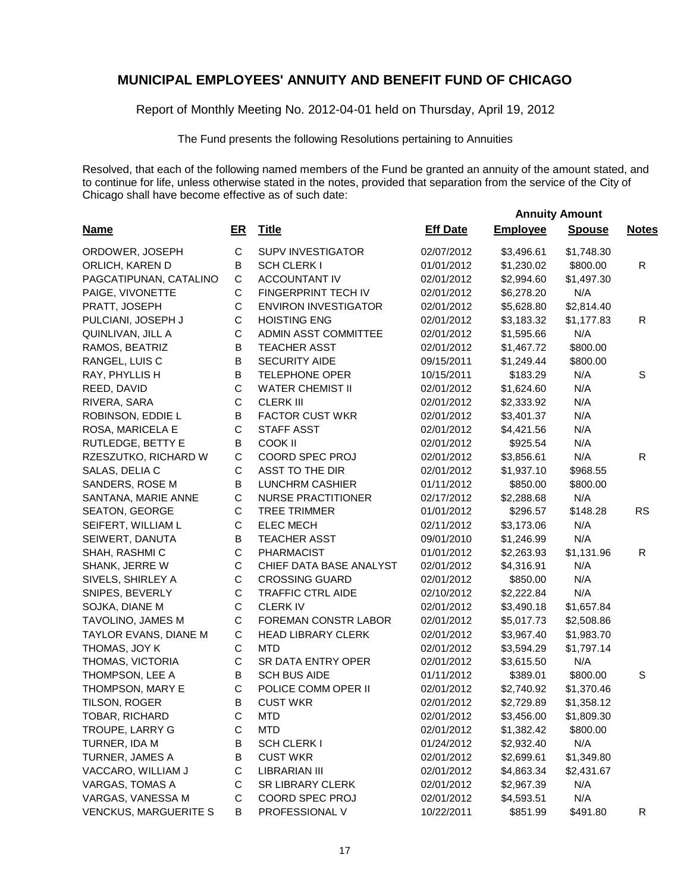# MUNICIPAL EMPLOYEES' ANNUITY AND BENEFIT FUND OF CHICAGO

Report of Monthly Meeting No. 2012-04-01 held on Thursday, April 19, 2012

The Fund presents the following Resolutions pertaining to Annuities

Resolved, that each of the following named members of the Fund be granted an annuity of the amount stated, and to continue for life, unless otherwise stated in the notes, provided that separation from the service of the City of Chicago shall have become effective as of such date:

| | | | | Annuity Amount | | |
|---|---|---|---|---|---|---|
| **Name** | **ER** | **Title** | **Eff Date** | **Employee** | **Spouse** | **Notes** |
| ORDOWER, JOSEPH | C | SUPV INVESTIGATOR | 02/07/2012 | $3,496.61 | $1,748.30 | |
| ORLICH, KAREN D | B | SCH CLERK I | 01/01/2012 | $1,230.02 | $800.00 | R |
| PAGCATIPUNAN, CATALINO | C | ACCOUNTANT IV | 02/01/2012 | $2,994.60 | $1,497.30 | |
| PAIGE, VIVONETTE | C | FINGERPRINT TECH IV | 02/01/2012 | $6,278.20 | N/A | |
| PRATT, JOSEPH | C | ENVIRON INVESTIGATOR | 02/01/2012 | $5,628.80 | $2,814.40 | |
| PULCIANI, JOSEPH J | C | HOISTING ENG | 02/01/2012 | $3,183.32 | $1,177.83 | R |
| QUINLIVAN, JILL A | C | ADMIN ASST COMMITTEE | 02/01/2012 | $1,595.66 | N/A | |
| RAMOS, BEATRIZ | B | TEACHER ASST | 02/01/2012 | $1,467.72 | $800.00 | |
| RANGEL, LUIS C | B | SECURITY AIDE | 09/15/2011 | $1,249.44 | $800.00 | |
| RAY, PHYLLIS H | B | TELEPHONE OPER | 10/15/2011 | $183.29 | N/A | S |
| REED, DAVID | C | WATER CHEMIST II | 02/01/2012 | $1,624.60 | N/A | |
| RIVERA, SARA | C | CLERK III | 02/01/2012 | $2,333.92 | N/A | |
| ROBINSON, EDDIE L | B | FACTOR CUST WKR | 02/01/2012 | $3,401.37 | N/A | |
| ROSA, MARICELA E | C | STAFF ASST | 02/01/2012 | $4,421.56 | N/A | |
| RUTLEDGE, BETTY E | B | COOK II | 02/01/2012 | $925.54 | N/A | |
| RZESZUTKO, RICHARD W | C | COORD SPEC PROJ | 02/01/2012 | $3,856.61 | N/A | R |
| SALAS, DELIA C | C | ASST TO THE DIR | 02/01/2012 | $1,937.10 | $968.55 | |
| SANDERS, ROSE M | B | LUNCHRM CASHIER | 01/11/2012 | $850.00 | $800.00 | |
| SANTANA, MARIE ANNE | C | NURSE PRACTITIONER | 02/17/2012 | $2,288.68 | N/A | |
| SEATON, GEORGE | C | TREE TRIMMER | 01/01/2012 | $296.57 | $148.28 | RS |
| SEIFERT, WILLIAM L | C | ELEC MECH | 02/11/2012 | $3,173.06 | N/A | |
| SEIWERT, DANUTA | B | TEACHER ASST | 09/01/2010 | $1,246.99 | N/A | |
| SHAH, RASHMI C | C | PHARMACIST | 01/01/2012 | $2,263.93 | $1,131.96 | R |
| SHANK, JERRE W | C | CHIEF DATA BASE ANALYST | 02/01/2012 | $4,316.91 | N/A | |
| SIVELS, SHIRLEY A | C | CROSSING GUARD | 02/01/2012 | $850.00 | N/A | |
| SNIPES, BEVERLY | C | TRAFFIC CTRL AIDE | 02/10/2012 | $2,222.84 | N/A | |
| SOJKA, DIANE M | C | CLERK IV | 02/01/2012 | $3,490.18 | $1,657.84 | |
| TAVOLINO, JAMES M | C | FOREMAN CONSTR LABOR | 02/01/2012 | $5,017.73 | $2,508.86 | |
| TAYLOR EVANS, DIANE M | C | HEAD LIBRARY CLERK | 02/01/2012 | $3,967.40 | $1,983.70 | |
| THOMAS, JOY K | C | MTD | 02/01/2012 | $3,594.29 | $1,797.14 | |
| THOMAS, VICTORIA | C | SR DATA ENTRY OPER | 02/01/2012 | $3,615.50 | N/A | |
| THOMPSON, LEE A | B | SCH BUS AIDE | 01/11/2012 | $389.01 | $800.00 | S |
| THOMPSON, MARY E | C | POLICE COMM OPER II | 02/01/2012 | $2,740.92 | $1,370.46 | |
| TILSON, ROGER | B | CUST WKR | 02/01/2012 | $2,729.89 | $1,358.12 | |
| TOBAR, RICHARD | C | MTD | 02/01/2012 | $3,456.00 | $1,809.30 | |
| TROUPE, LARRY G | C | MTD | 02/01/2012 | $1,382.42 | $800.00 | |
| TURNER, IDA M | B | SCH CLERK I | 01/24/2012 | $2,932.40 | N/A | |
| TURNER, JAMES A | B | CUST WKR | 02/01/2012 | $2,699.61 | $1,349.80 | |
| VACCARO, WILLIAM J | C | LIBRARIAN III | 02/01/2012 | $4,863.34 | $2,431.67 | |
| VARGAS, TOMAS A | C | SR LIBRARY CLERK | 02/01/2012 | $2,967.39 | N/A | |
| VARGAS, VANESSA M | C | COORD SPEC PROJ | 02/01/2012 | $4,593.51 | N/A | |
| VENCKUS, MARGUERITE S | B | PROFESSIONAL V | 10/22/2011 | $851.99 | $491.80 | R |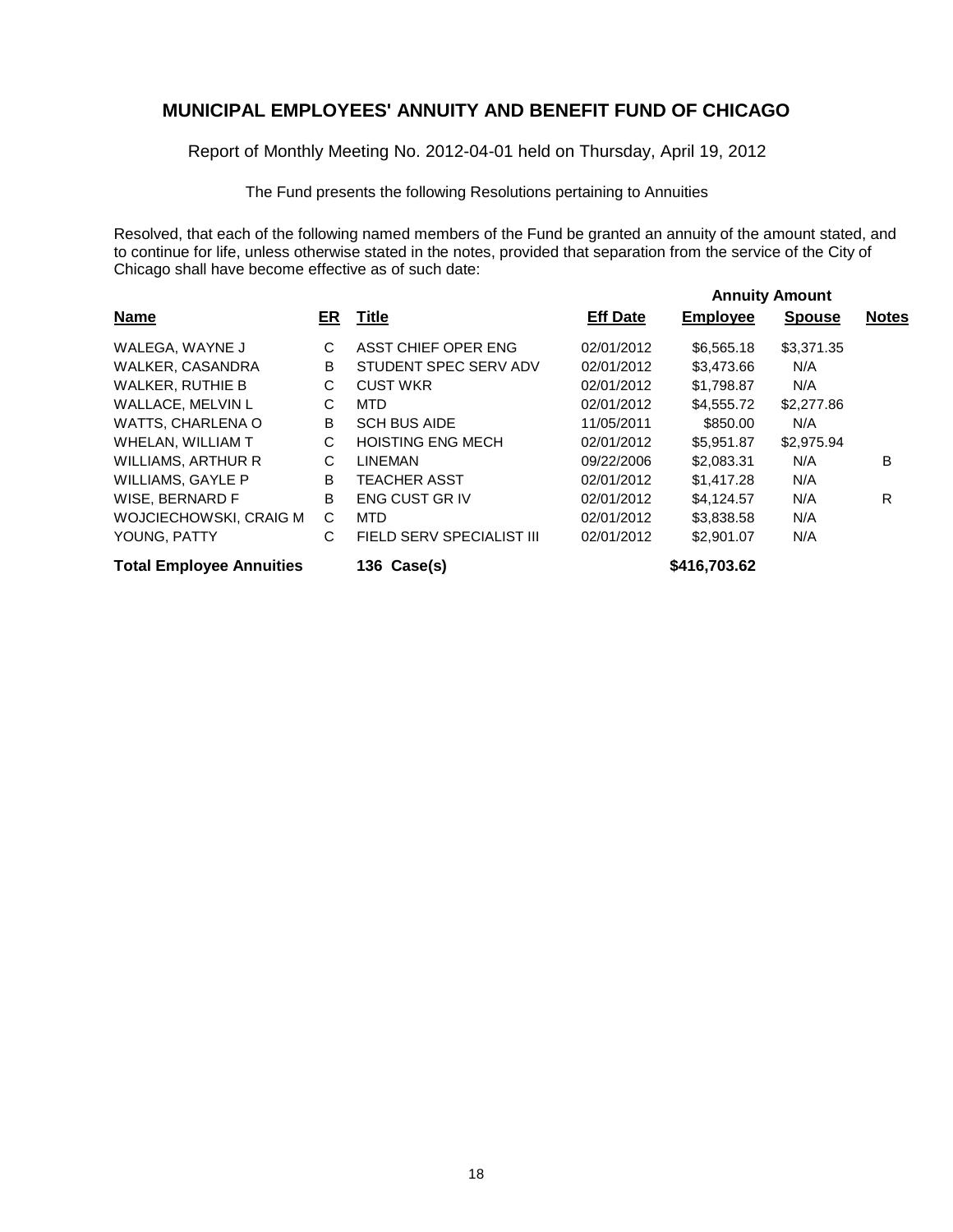## MUNICIPAL EMPLOYEES' ANNUITY AND BENEFIT FUND OF CHICAGO

Report of Monthly Meeting No. 2012-04-01 held on Thursday, April 19, 2012

The Fund presents the following Resolutions pertaining to Annuities

Resolved, that each of the following named members of the Fund be granted an annuity of the amount stated, and to continue for life, unless otherwise stated in the notes, provided that separation from the service of the City of Chicago shall have become effective as of such date:

| | | | | Annuity Amount | | |
|---|---|---|---|---|---|---|
| **Name** | **ER** | **Title** | **Eff Date** | **Employee** | **Spouse** | **Notes** |
| WALEGA, WAYNE J | C | ASST CHIEF OPER ENG | 02/01/2012 | $6,565.18 | $3,371.35 | |
| WALKER, CASANDRA | B | STUDENT SPEC SERV ADV | 02/01/2012 | $3,473.66 | N/A | |
| WALKER, RUTHIE B | C | CUST WKR | 02/01/2012 | $1,798.87 | N/A | |
| WALLACE, MELVIN L | C | MTD | 02/01/2012 | $4,555.72 | $2,277.86 | |
| WATTS, CHARLENA O | B | SCH BUS AIDE | 11/05/2011 | $850.00 | N/A | |
| WHELAN, WILLIAM T | C | HOISTING ENG MECH | 02/01/2012 | $5,951.87 | $2,975.94 | |
| WILLIAMS, ARTHUR R | C | LINEMAN | 09/22/2006 | $2,083.31 | N/A | B |
| WILLIAMS, GAYLE P | B | TEACHER ASST | 02/01/2012 | $1,417.28 | N/A | |
| WISE, BERNARD F | B | ENG CUST GR IV | 02/01/2012 | $4,124.57 | N/A | R |
| WOJCIECHOWSKI, CRAIG M | C | MTD | 02/01/2012 | $3,838.58 | N/A | |
| YOUNG, PATTY | C | FIELD SERV SPECIALIST III | 02/01/2012 | $2,901.07 | N/A | |
| **Total Employee Annuities** | | **136 Case(s)** | | **$416,703.62** | | |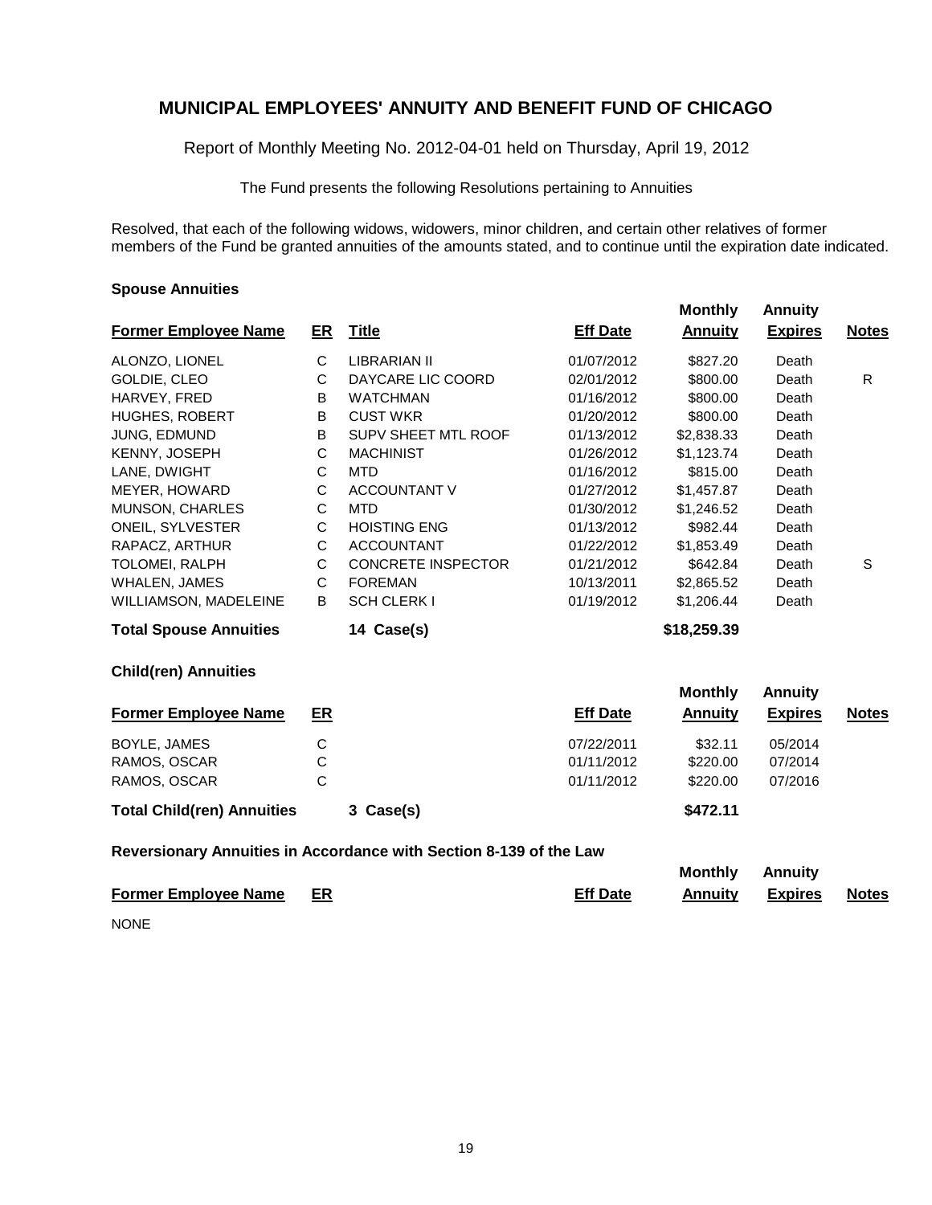# MUNICIPAL EMPLOYEES' ANNUITY AND BENEFIT FUND OF CHICAGO

Report of Monthly Meeting No. 2012-04-01 held on Thursday, April 19, 2012

The Fund presents the following Resolutions pertaining to Annuities

Resolved, that each of the following widows, widowers, minor children, and certain other relatives of former members of the Fund be granted annuities of the amounts stated, and to continue until the expiration date indicated.

### Spouse Annuities

| Former Employee Name | ER | Title | Eff Date | Monthly Annuity | Annuity Expires | Notes |
|---|---|---|---|---|---|---|
| ALONZO, LIONEL | C | LIBRARIAN II | 01/07/2012 | $827.20 | Death | |
| GOLDIE, CLEO | C | DAYCARE LIC COORD | 02/01/2012 | $800.00 | Death | R |
| HARVEY, FRED | B | WATCHMAN | 01/16/2012 | $800.00 | Death | |
| HUGHES, ROBERT | B | CUST WKR | 01/20/2012 | $800.00 | Death | |
| JUNG, EDMUND | B | SUPV SHEET MTL ROOF | 01/13/2012 | $2,838.33 | Death | |
| KENNY, JOSEPH | C | MACHINIST | 01/26/2012 | $1,123.74 | Death | |
| LANE, DWIGHT | C | MTD | 01/16/2012 | $815.00 | Death | |
| MEYER, HOWARD | C | ACCOUNTANT V | 01/27/2012 | $1,457.87 | Death | |
| MUNSON, CHARLES | C | MTD | 01/30/2012 | $1,246.52 | Death | |
| ONEIL, SYLVESTER | C | HOISTING ENG | 01/13/2012 | $982.44 | Death | |
| RAPACZ, ARTHUR | C | ACCOUNTANT | 01/22/2012 | $1,853.49 | Death | |
| TOLOMEI, RALPH | C | CONCRETE INSPECTOR | 01/21/2012 | $642.84 | Death | S |
| WHALEN, JAMES | C | FOREMAN | 10/13/2011 | $2,865.52 | Death | |
| WILLIAMSON, MADELEINE | B | SCH CLERK I | 01/19/2012 | $1,206.44 | Death | |
| **Total Spouse Annuities** | | **14 Case(s)** | | **$18,259.39** | | |

### Child(ren) Annuities

| Former Employee Name | ER | Eff Date | Monthly Annuity | Annuity Expires | Notes |
|---|---|---|---|---|---|
| BOYLE, JAMES | C | 07/22/2011 | $32.11 | 05/2014 | |
| RAMOS, OSCAR | C | 01/11/2012 | $220.00 | 07/2014 | |
| RAMOS, OSCAR | C | 01/11/2012 | $220.00 | 07/2016 | |
| **Total Child(ren) Annuities** | **3 Case(s)** | | **$472.11** | | |

### Reversionary Annuities in Accordance with Section 8-139 of the Law

| Former Employee Name | ER | Eff Date | Monthly Annuity | Annuity Expires | Notes |
|---|---|---|---|---|---|

NONE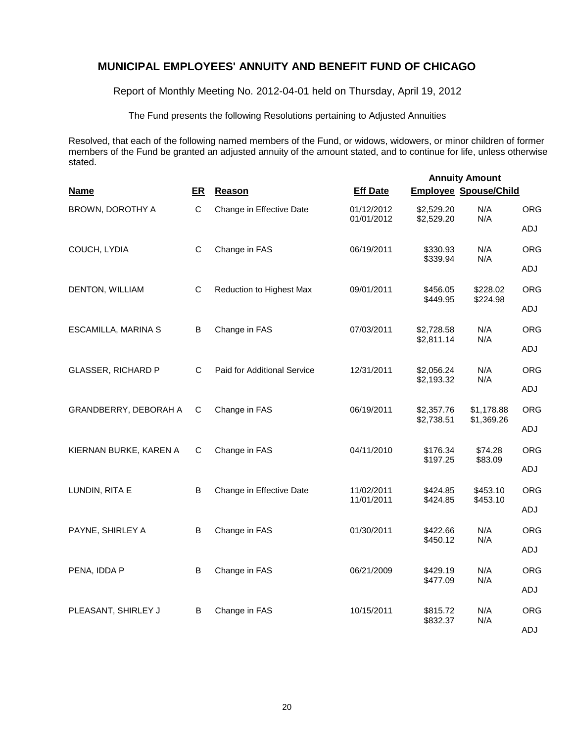## MUNICIPAL EMPLOYEES' ANNUITY AND BENEFIT FUND OF CHICAGO

Report of Monthly Meeting No. 2012-04-01 held on Thursday, April 19, 2012

The Fund presents the following Resolutions pertaining to Adjusted Annuities

Resolved, that each of the following named members of the Fund, or widows, widowers, or minor children of former members of the Fund be granted an adjusted annuity of the amount stated, and to continue for life, unless otherwise stated.

| | | | | Annuity Amount | | |
|---|---|---|---|---|---|---|
| **Name** | **ER** | **Reason** | **Eff Date** | **Employee** | **Spouse/Child** | |
| BROWN, DOROTHY A | C | Change in Effective Date | 01/12/2012 | $2,529.20 | N/A | ORG |
| | | | 01/01/2012 | $2,529.20 | N/A | ADJ |
| COUCH, LYDIA | C | Change in FAS | 06/19/2011 | $330.93 | N/A | ORG |
| | | | | $339.94 | N/A | ADJ |
| DENTON, WILLIAM | C | Reduction to Highest Max | 09/01/2011 | $456.05 | $228.02 | ORG |
| | | | | $449.95 | $224.98 | ADJ |
| ESCAMILLA, MARINA S | B | Change in FAS | 07/03/2011 | $2,728.58 | N/A | ORG |
| | | | | $2,811.14 | N/A | ADJ |
| GLASSER, RICHARD P | C | Paid for Additional Service | 12/31/2011 | $2,056.24 | N/A | ORG |
| | | | | $2,193.32 | N/A | ADJ |
| GRANDBERRY, DEBORAH A | C | Change in FAS | 06/19/2011 | $2,357.76 | $1,178.88 | ORG |
| | | | | $2,738.51 | $1,369.26 | ADJ |
| KIERNAN BURKE, KAREN A | C | Change in FAS | 04/11/2010 | $176.34 | $74.28 | ORG |
| | | | | $197.25 | $83.09 | ADJ |
| LUNDIN, RITA E | B | Change in Effective Date | 11/02/2011 | $424.85 | $453.10 | ORG |
| | | | 11/01/2011 | $424.85 | $453.10 | ADJ |
| PAYNE, SHIRLEY A | B | Change in FAS | 01/30/2011 | $422.66 | N/A | ORG |
| | | | | $450.12 | N/A | ADJ |
| PENA, IDDA P | B | Change in FAS | 06/21/2009 | $429.19 | N/A | ORG |
| | | | | $477.09 | N/A | ADJ |
| PLEASANT, SHIRLEY J | B | Change in FAS | 10/15/2011 | $815.72 | N/A | ORG |
| | | | | $832.37 | N/A | ADJ |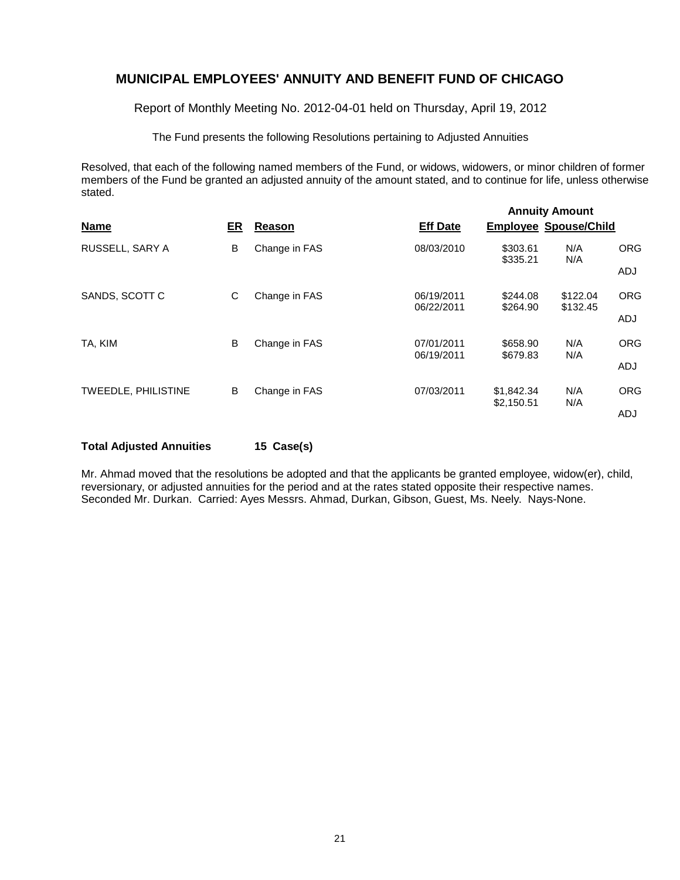## MUNICIPAL EMPLOYEES' ANNUITY AND BENEFIT FUND OF CHICAGO

Report of Monthly Meeting No. 2012-04-01 held on Thursday, April 19, 2012

The Fund presents the following Resolutions pertaining to Adjusted Annuities

Resolved, that each of the following named members of the Fund, or widows, widowers, or minor children of former members of the Fund be granted an adjusted annuity of the amount stated, and to continue for life, unless otherwise stated.

| | | | | Annuity Amount | | |
|---|---|---|---|---|---|---|
| **Name** | **ER** | **Reason** | **Eff Date** | **Employee** | **Spouse/Child** | |
| RUSSELL, SARY A | B | Change in FAS | 08/03/2010 | $303.61 | N/A | ORG |
| | | | | $335.21 | N/A | ADJ |
| SANDS, SCOTT C | C | Change in FAS | 06/19/2011 | $244.08 | $122.04 | ORG |
| | | | 06/22/2011 | $264.90 | $132.45 | ADJ |
| TA, KIM | B | Change in FAS | 07/01/2011 | $658.90 | N/A | ORG |
| | | | 06/19/2011 | $679.83 | N/A | ADJ |
| TWEEDLE, PHILISTINE | B | Change in FAS | 07/03/2011 | $1,842.34 | N/A | ORG |
| | | | | $2,150.51 | N/A | ADJ |

**Total Adjusted Annuities 15 Case(s)**

Mr. Ahmad moved that the resolutions be adopted and that the applicants be granted employee, widow(er), child, reversionary, or adjusted annuities for the period and at the rates stated opposite their respective names. Seconded Mr. Durkan. Carried: Ayes Messrs. Ahmad, Durkan, Gibson, Guest, Ms. Neely. Nays-None.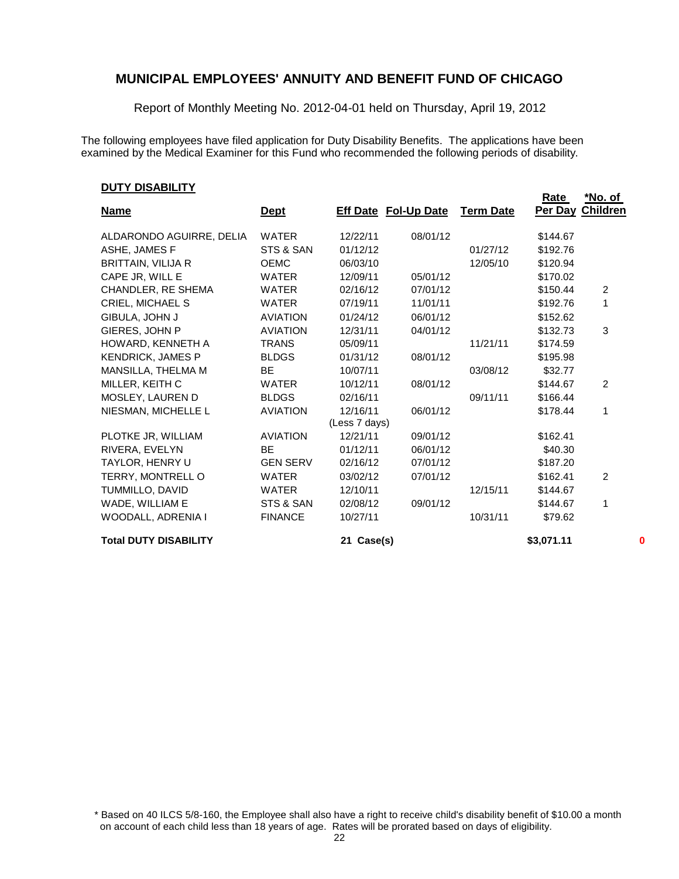## MUNICIPAL EMPLOYEES' ANNUITY AND BENEFIT FUND OF CHICAGO

Report of Monthly Meeting No. 2012-04-01 held on Thursday, April 19, 2012

The following employees have filed application for Duty Disability Benefits. The applications have been examined by the Medical Examiner for this Fund who recommended the following periods of disability.

**DUTY DISABILITY**

| Name | Dept | Eff Date | Fol-Up Date | Term Date | Rate Per Day | *No. of Children |
|---|---|---|---|---|---|---|
| ALDARONDO AGUIRRE, DELIA | WATER | 12/22/11 | 08/01/12 | | $144.67 | |
| ASHE, JAMES F | STS & SAN | 01/12/12 | | 01/27/12 | $192.76 | |
| BRITTAIN, VILIJA R | OEMC | 06/03/10 | | 12/05/10 | $120.94 | |
| CAPE JR, WILL E | WATER | 12/09/11 | 05/01/12 | | $170.02 | |
| CHANDLER, RE SHEMA | WATER | 02/16/12 | 07/01/12 | | $150.44 | 2 |
| CRIEL, MICHAEL S | WATER | 07/19/11 | 11/01/11 | | $192.76 | 1 |
| GIBULA, JOHN J | AVIATION | 01/24/12 | 06/01/12 | | $152.62 | |
| GIERES, JOHN P | AVIATION | 12/31/11 | 04/01/12 | | $132.73 | 3 |
| HOWARD, KENNETH A | TRANS | 05/09/11 | | 11/21/11 | $174.59 | |
| KENDRICK, JAMES P | BLDGS | 01/31/12 | 08/01/12 | | $195.98 | |
| MANSILLA, THELMA M | BE | 10/07/11 | | 03/08/12 | $32.77 | |
| MILLER, KEITH C | WATER | 10/12/11 | 08/01/12 | | $144.67 | 2 |
| MOSLEY, LAUREN D | BLDGS | 02/16/11 | | 09/11/11 | $166.44 | |
| NIESMAN, MICHELLE L | AVIATION | 12/16/11 (Less 7 days) | 06/01/12 | | $178.44 | 1 |
| PLOTKE JR, WILLIAM | AVIATION | 12/21/11 | 09/01/12 | | $162.41 | |
| RIVERA, EVELYN | BE | 01/12/11 | 06/01/12 | | $40.30 | |
| TAYLOR, HENRY U | GEN SERV | 02/16/12 | 07/01/12 | | $187.20 | |
| TERRY, MONTRELL O | WATER | 03/02/12 | 07/01/12 | | $162.41 | 2 |
| TUMMILLO, DAVID | WATER | 12/10/11 | | 12/15/11 | $144.67 | |
| WADE, WILLIAM E | STS & SAN | 02/08/12 | 09/01/12 | | $144.67 | 1 |
| WOODALL, ADRENIA I | FINANCE | 10/27/11 | | 10/31/11 | $79.62 | |
| **Total DUTY DISABILITY** | | **21 Case(s)** | | | **$3,071.11** | **0** |

\* Based on 40 ILCS 5/8-160, the Employee shall also have a right to receive child's disability benefit of $10.00 a month on account of each child less than 18 years of age. Rates will be prorated based on days of eligibility.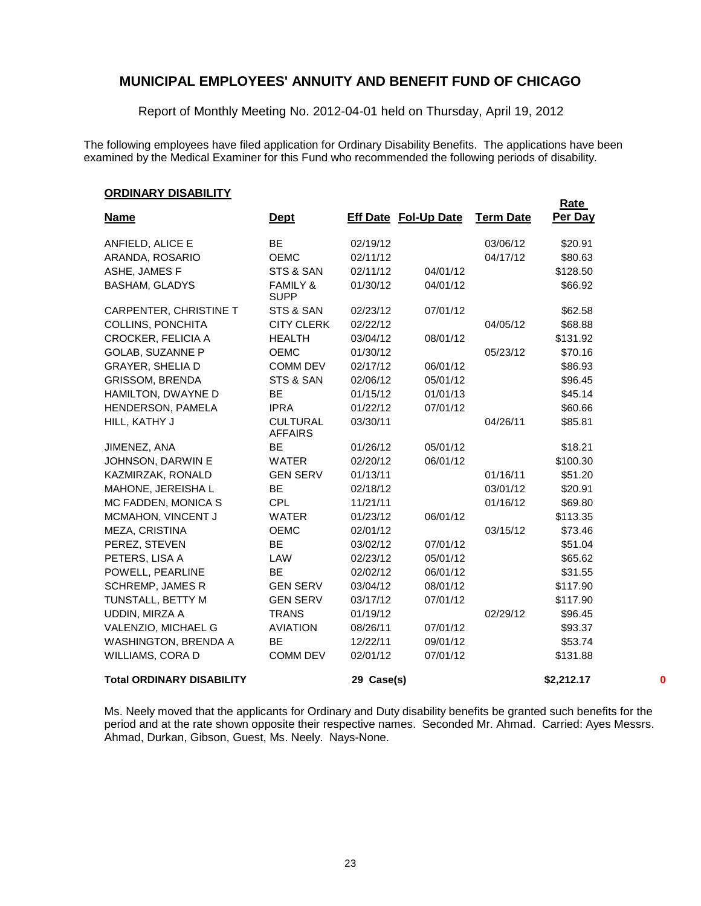# MUNICIPAL EMPLOYEES' ANNUITY AND BENEFIT FUND OF CHICAGO

Report of Monthly Meeting No. 2012-04-01 held on Thursday, April 19, 2012

The following employees have filed application for Ordinary Disability Benefits. The applications have been examined by the Medical Examiner for this Fund who recommended the following periods of disability.

**ORDINARY DISABILITY**

| Name | Dept | Eff Date | Fol-Up Date | Term Date | Rate Per Day |
|---|---|---|---|---|---|
| ANFIELD, ALICE E | BE | 02/19/12 | | 03/06/12 | $20.91 |
| ARANDA, ROSARIO | OEMC | 02/11/12 | | 04/17/12 | $80.63 |
| ASHE, JAMES F | STS & SAN | 02/11/12 | 04/01/12 | | $128.50 |
| BASHAM, GLADYS | FAMILY & SUPP | 01/30/12 | 04/01/12 | | $66.92 |
| CARPENTER, CHRISTINE T | STS & SAN | 02/23/12 | 07/01/12 | | $62.58 |
| COLLINS, PONCHITA | CITY CLERK | 02/22/12 | | 04/05/12 | $68.88 |
| CROCKER, FELICIA A | HEALTH | 03/04/12 | 08/01/12 | | $131.92 |
| GOLAB, SUZANNE P | OEMC | 01/30/12 | | 05/23/12 | $70.16 |
| GRAYER, SHELIA D | COMM DEV | 02/17/12 | 06/01/12 | | $86.93 |
| GRISSOM, BRENDA | STS & SAN | 02/06/12 | 05/01/12 | | $96.45 |
| HAMILTON, DWAYNE D | BE | 01/15/12 | 01/01/13 | | $45.14 |
| HENDERSON, PAMELA | IPRA | 01/22/12 | 07/01/12 | | $60.66 |
| HILL, KATHY J | CULTURAL AFFAIRS | 03/30/11 | | 04/26/11 | $85.81 |
| JIMENEZ, ANA | BE | 01/26/12 | 05/01/12 | | $18.21 |
| JOHNSON, DARWIN E | WATER | 02/20/12 | 06/01/12 | | $100.30 |
| KAZMIRZAK, RONALD | GEN SERV | 01/13/11 | | 01/16/11 | $51.20 |
| MAHONE, JEREISHA L | BE | 02/18/12 | | 03/01/12 | $20.91 |
| MC FADDEN, MONICA S | CPL | 11/21/11 | | 01/16/12 | $69.80 |
| MCMAHON, VINCENT J | WATER | 01/23/12 | 06/01/12 | | $113.35 |
| MEZA, CRISTINA | OEMC | 02/01/12 | | 03/15/12 | $73.46 |
| PEREZ, STEVEN | BE | 03/02/12 | 07/01/12 | | $51.04 |
| PETERS, LISA A | LAW | 02/23/12 | 05/01/12 | | $65.62 |
| POWELL, PEARLINE | BE | 02/02/12 | 06/01/12 | | $31.55 |
| SCHREMP, JAMES R | GEN SERV | 03/04/12 | 08/01/12 | | $117.90 |
| TUNSTALL, BETTY M | GEN SERV | 03/17/12 | 07/01/12 | | $117.90 |
| UDDIN, MIRZA A | TRANS | 01/19/12 | | 02/29/12 | $96.45 |
| VALENZIO, MICHAEL G | AVIATION | 08/26/11 | 07/01/12 | | $93.37 |
| WASHINGTON, BRENDA A | BE | 12/22/11 | 09/01/12 | | $53.74 |
| WILLIAMS, CORA D | COMM DEV | 02/01/12 | 07/01/12 | | $131.88 |
| **Total ORDINARY DISABILITY** | | **29 Case(s)** | | | **$2,212.17** |

0

Ms. Neely moved that the applicants for Ordinary and Duty disability benefits be granted such benefits for the period and at the rate shown opposite their respective names. Seconded Mr. Ahmad. Carried: Ayes Messrs. Ahmad, Durkan, Gibson, Guest, Ms. Neely. Nays-None.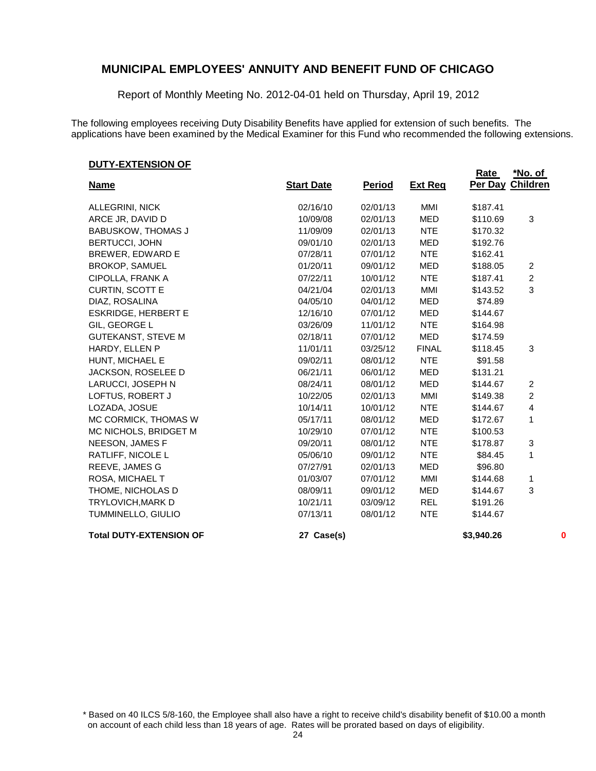# MUNICIPAL EMPLOYEES' ANNUITY AND BENEFIT FUND OF CHICAGO

Report of Monthly Meeting No. 2012-04-01 held on Thursday, April 19, 2012

The following employees receiving Duty Disability Benefits have applied for extension of such benefits. The applications have been examined by the Medical Examiner for this Fund who recommended the following extensions.

**DUTY-EXTENSION OF**

| Name | Start Date | Period | Ext Req | Rate Per Day | *No. of Children |
|---|---|---|---|---|---|
| ALLEGRINI, NICK | 02/16/10 | 02/01/13 | MMI | $187.41 | |
| ARCE JR, DAVID D | 10/09/08 | 02/01/13 | MED | $110.69 | 3 |
| BABUSKOW, THOMAS J | 11/09/09 | 02/01/13 | NTE | $170.32 | |
| BERTUCCI, JOHN | 09/01/10 | 02/01/13 | MED | $192.76 | |
| BREWER, EDWARD E | 07/28/11 | 07/01/12 | NTE | $162.41 | |
| BROKOP, SAMUEL | 01/20/11 | 09/01/12 | MED | $188.05 | 2 |
| CIPOLLA, FRANK A | 07/22/11 | 10/01/12 | NTE | $187.41 | 2 |
| CURTIN, SCOTT E | 04/21/04 | 02/01/13 | MMI | $143.52 | 3 |
| DIAZ, ROSALINA | 04/05/10 | 04/01/12 | MED | $74.89 | |
| ESKRIDGE, HERBERT E | 12/16/10 | 07/01/12 | MED | $144.67 | |
| GIL, GEORGE L | 03/26/09 | 11/01/12 | NTE | $164.98 | |
| GUTEKANST, STEVE M | 02/18/11 | 07/01/12 | MED | $174.59 | |
| HARDY, ELLEN P | 11/01/11 | 03/25/12 | FINAL | $118.45 | 3 |
| HUNT, MICHAEL E | 09/02/11 | 08/01/12 | NTE | $91.58 | |
| JACKSON, ROSELEE D | 06/21/11 | 06/01/12 | MED | $131.21 | |
| LARUCCI, JOSEPH N | 08/24/11 | 08/01/12 | MED | $144.67 | 2 |
| LOFTUS, ROBERT J | 10/22/05 | 02/01/13 | MMI | $149.38 | 2 |
| LOZADA, JOSUE | 10/14/11 | 10/01/12 | NTE | $144.67 | 4 |
| MC CORMICK, THOMAS W | 05/17/11 | 08/01/12 | MED | $172.67 | 1 |
| MC NICHOLS, BRIDGET M | 10/29/10 | 07/01/12 | NTE | $100.53 | |
| NEESON, JAMES F | 09/20/11 | 08/01/12 | NTE | $178.87 | 3 |
| RATLIFF, NICOLE L | 05/06/10 | 09/01/12 | NTE | $84.45 | 1 |
| REEVE, JAMES G | 07/27/91 | 02/01/13 | MED | $96.80 | |
| ROSA, MICHAEL T | 01/03/07 | 07/01/12 | MMI | $144.68 | 1 |
| THOME, NICHOLAS D | 08/09/11 | 09/01/12 | MED | $144.67 | 3 |
| TRYLOVICH,MARK D | 10/21/11 | 03/09/12 | REL | $191.26 | |
| TUMMINELLO, GIULIO | 07/13/11 | 08/01/12 | NTE | $144.67 | |
| **Total DUTY-EXTENSION OF** | **27 Case(s)** | | | **$3,940.26** | **0** |

\* Based on 40 ILCS 5/8-160, the Employee shall also have a right to receive child's disability benefit of $10.00 a month on account of each child less than 18 years of age. Rates will be prorated based on days of eligibility.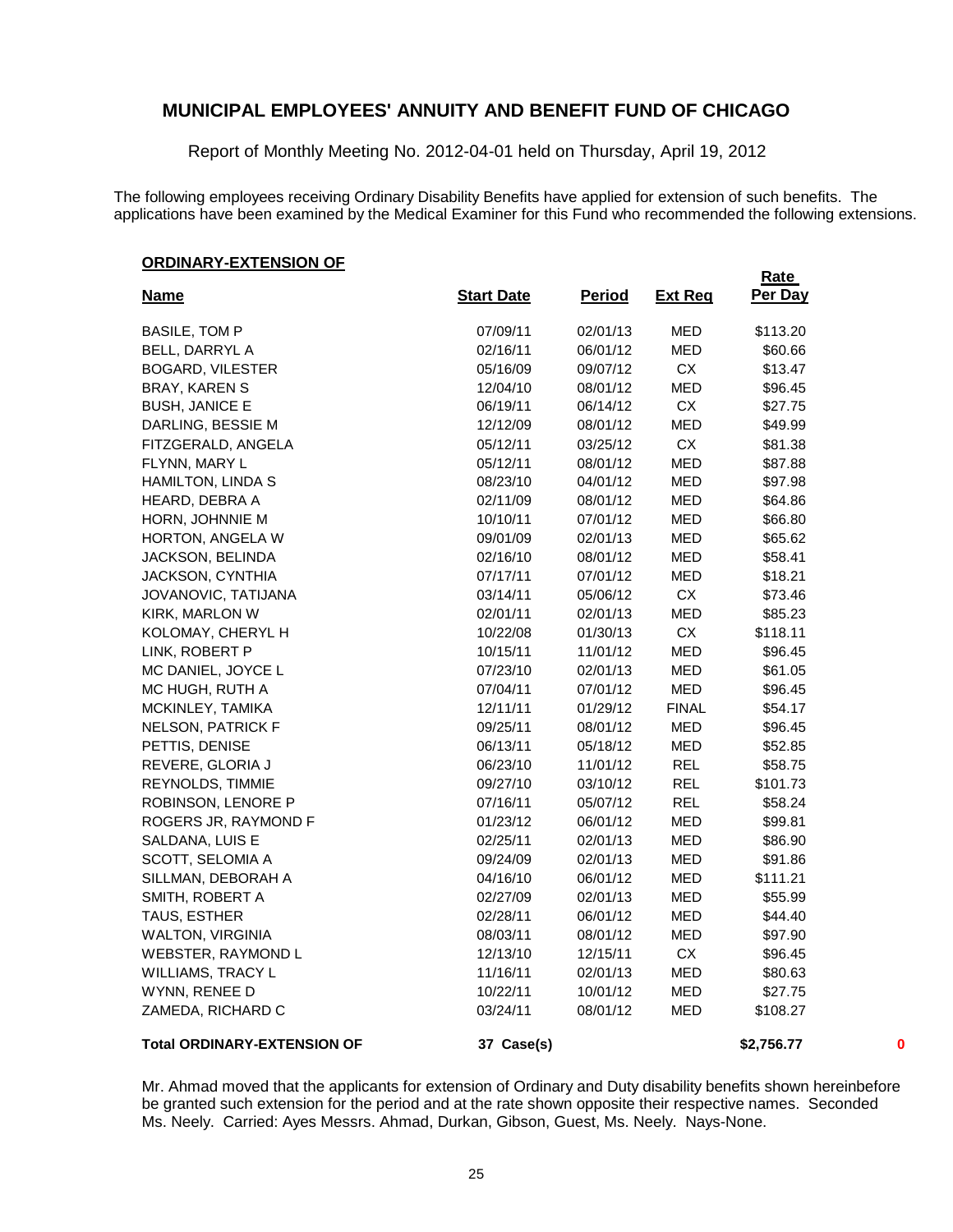# MUNICIPAL EMPLOYEES' ANNUITY AND BENEFIT FUND OF CHICAGO

Report of Monthly Meeting No. 2012-04-01 held on Thursday, April 19, 2012

The following employees receiving Ordinary Disability Benefits have applied for extension of such benefits. The applications have been examined by the Medical Examiner for this Fund who recommended the following extensions.

**ORDINARY-EXTENSION OF**

| Name | Start Date | Period | Ext Req | Rate Per Day |
|---|---|---|---|---|
| BASILE, TOM P | 07/09/11 | 02/01/13 | MED | $113.20 |
| BELL, DARRYL A | 02/16/11 | 06/01/12 | MED | $60.66 |
| BOGARD, VILESTER | 05/16/09 | 09/07/12 | CX | $13.47 |
| BRAY, KAREN S | 12/04/10 | 08/01/12 | MED | $96.45 |
| BUSH, JANICE E | 06/19/11 | 06/14/12 | CX | $27.75 |
| DARLING, BESSIE M | 12/12/09 | 08/01/12 | MED | $49.99 |
| FITZGERALD, ANGELA | 05/12/11 | 03/25/12 | CX | $81.38 |
| FLYNN, MARY L | 05/12/11 | 08/01/12 | MED | $87.88 |
| HAMILTON, LINDA S | 08/23/10 | 04/01/12 | MED | $97.98 |
| HEARD, DEBRA A | 02/11/09 | 08/01/12 | MED | $64.86 |
| HORN, JOHNNIE M | 10/10/11 | 07/01/12 | MED | $66.80 |
| HORTON, ANGELA W | 09/01/09 | 02/01/13 | MED | $65.62 |
| JACKSON, BELINDA | 02/16/10 | 08/01/12 | MED | $58.41 |
| JACKSON, CYNTHIA | 07/17/11 | 07/01/12 | MED | $18.21 |
| JOVANOVIC, TATIJANA | 03/14/11 | 05/06/12 | CX | $73.46 |
| KIRK, MARLON W | 02/01/11 | 02/01/13 | MED | $85.23 |
| KOLOMAY, CHERYL H | 10/22/08 | 01/30/13 | CX | $118.11 |
| LINK, ROBERT P | 10/15/11 | 11/01/12 | MED | $96.45 |
| MC DANIEL, JOYCE L | 07/23/10 | 02/01/13 | MED | $61.05 |
| MC HUGH, RUTH A | 07/04/11 | 07/01/12 | MED | $96.45 |
| MCKINLEY, TAMIKA | 12/11/11 | 01/29/12 | FINAL | $54.17 |
| NELSON, PATRICK F | 09/25/11 | 08/01/12 | MED | $96.45 |
| PETTIS, DENISE | 06/13/11 | 05/18/12 | MED | $52.85 |
| REVERE, GLORIA J | 06/23/10 | 11/01/12 | REL | $58.75 |
| REYNOLDS, TIMMIE | 09/27/10 | 03/10/12 | REL | $101.73 |
| ROBINSON, LENORE P | 07/16/11 | 05/07/12 | REL | $58.24 |
| ROGERS JR, RAYMOND F | 01/23/12 | 06/01/12 | MED | $99.81 |
| SALDANA, LUIS E | 02/25/11 | 02/01/13 | MED | $86.90 |
| SCOTT, SELOMIA A | 09/24/09 | 02/01/13 | MED | $91.86 |
| SILLMAN, DEBORAH A | 04/16/10 | 06/01/12 | MED | $111.21 |
| SMITH, ROBERT A | 02/27/09 | 02/01/13 | MED | $55.99 |
| TAUS, ESTHER | 02/28/11 | 06/01/12 | MED | $44.40 |
| WALTON, VIRGINIA | 08/03/11 | 08/01/12 | MED | $97.90 |
| WEBSTER, RAYMOND L | 12/13/10 | 12/15/11 | CX | $96.45 |
| WILLIAMS, TRACY L | 11/16/11 | 02/01/13 | MED | $80.63 |
| WYNN, RENEE D | 10/22/11 | 10/01/12 | MED | $27.75 |
| ZAMEDA, RICHARD C | 03/24/11 | 08/01/12 | MED | $108.27 |
| **Total ORDINARY-EXTENSION OF** | **37 Case(s)** | | | **$2,756.77** |

0

Mr. Ahmad moved that the applicants for extension of Ordinary and Duty disability benefits shown hereinbefore be granted such extension for the period and at the rate shown opposite their respective names. Seconded Ms. Neely. Carried: Ayes Messrs. Ahmad, Durkan, Gibson, Guest, Ms. Neely. Nays-None.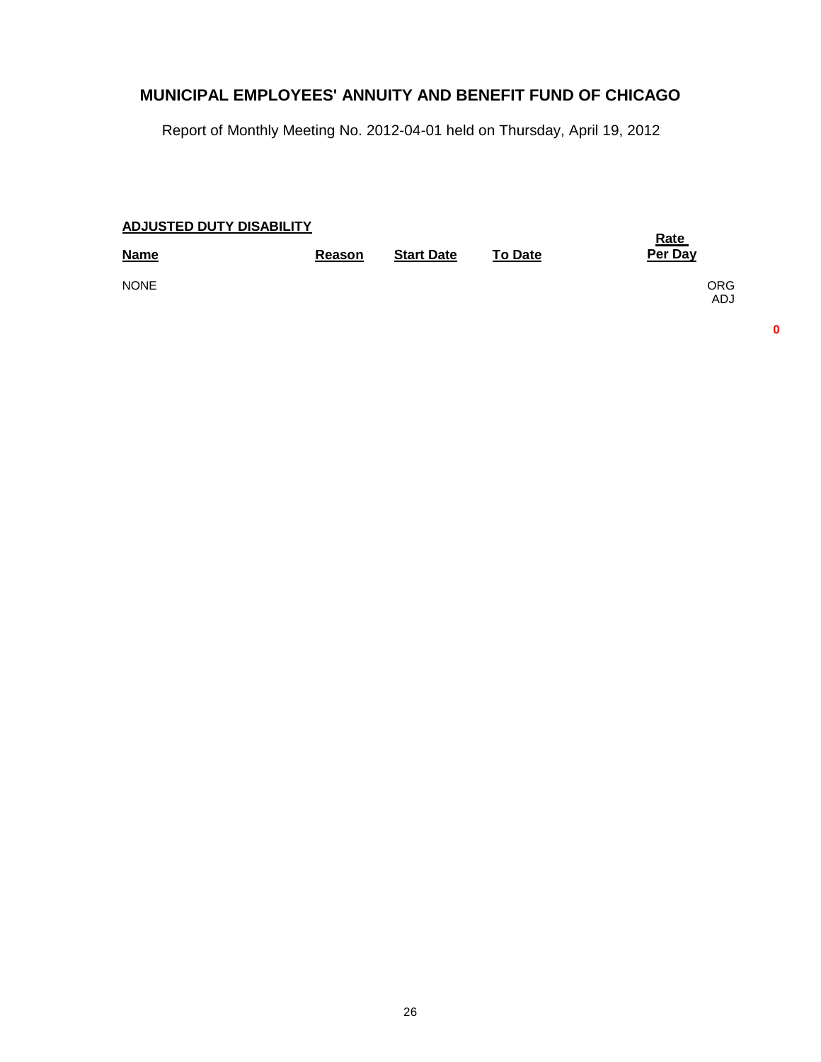## MUNICIPAL EMPLOYEES' ANNUITY AND BENEFIT FUND OF CHICAGO

Report of Monthly Meeting No. 2012-04-01 held on Thursday, April 19, 2012

**ADJUSTED DUTY DISABILITY**

| Name | Reason | Start Date | To Date | Rate Per Day | |
|---|---|---|---|---|---|
| NONE | | | | | ORG<br>ADJ |

**0**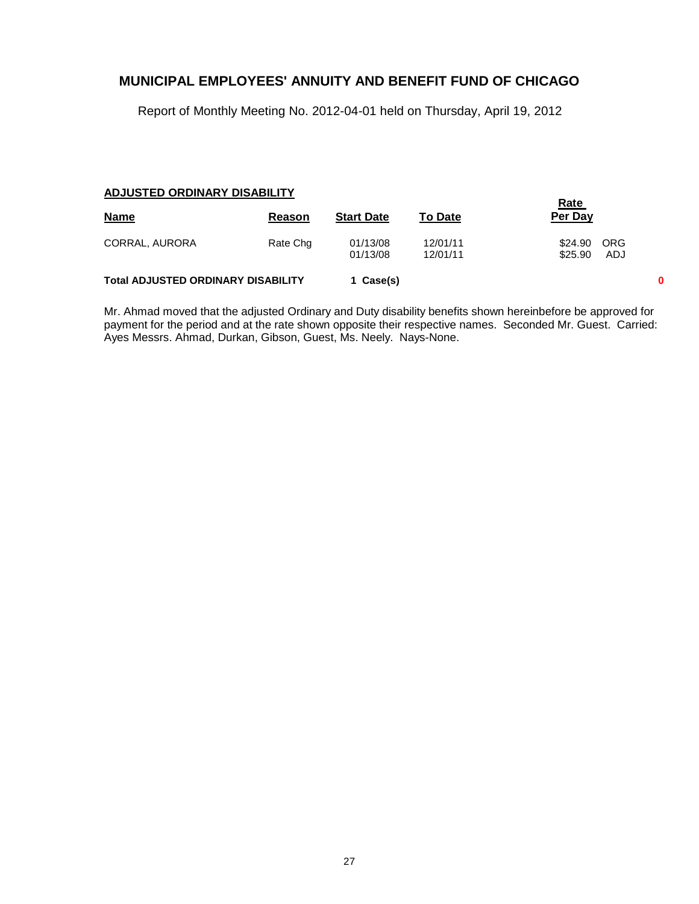# MUNICIPAL EMPLOYEES' ANNUITY AND BENEFIT FUND OF CHICAGO

Report of Monthly Meeting No. 2012-04-01 held on Thursday, April 19, 2012

**ADJUSTED ORDINARY DISABILITY**

| Name | Reason | Start Date | To Date | Rate Per Day | |
|---|---|---|---|---|---|
| CORRAL, AURORA | Rate Chg | 01/13/08 | 12/01/11 | $24.90 | ORG |
| | | 01/13/08 | 12/01/11 | $25.90 | ADJ |

**Total ADJUSTED ORDINARY DISABILITY** **1 Case(s)** **0**

Mr. Ahmad moved that the adjusted Ordinary and Duty disability benefits shown hereinbefore be approved for payment for the period and at the rate shown opposite their respective names. Seconded Mr. Guest. Carried: Ayes Messrs. Ahmad, Durkan, Gibson, Guest, Ms. Neely. Nays-None.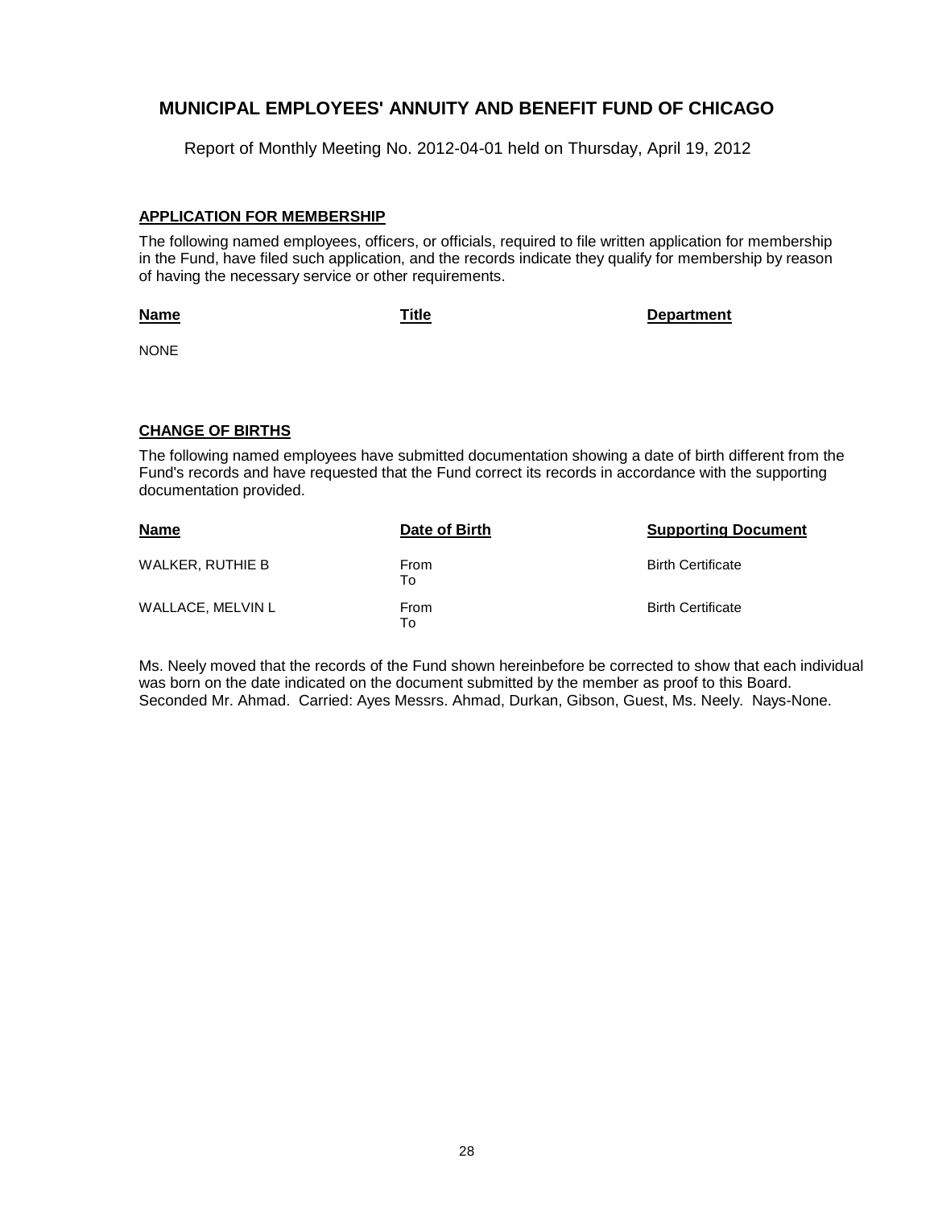# MUNICIPAL EMPLOYEES' ANNUITY AND BENEFIT FUND OF CHICAGO

Report of Monthly Meeting No. 2012-04-01 held on Thursday, April 19, 2012

## APPLICATION FOR MEMBERSHIP

The following named employees, officers, or officials, required to file written application for membership in the Fund, have filed such application, and the records indicate they qualify for membership by reason of having the necessary service or other requirements.

| Name | Title | Department |
|---|---|---|
| NONE | | |

## CHANGE OF BIRTHS

The following named employees have submitted documentation showing a date of birth different from the Fund's records and have requested that the Fund correct its records in accordance with the supporting documentation provided.

| Name | Date of Birth | Supporting Document |
|---|---|---|
| WALKER, RUTHIE B | From<br>To | Birth Certificate |
| WALLACE, MELVIN L | From<br>To | Birth Certificate |

Ms. Neely moved that the records of the Fund shown hereinbefore be corrected to show that each individual was born on the date indicated on the document submitted by the member as proof to this Board. Seconded Mr. Ahmad. Carried: Ayes Messrs. Ahmad, Durkan, Gibson, Guest, Ms. Neely. Nays-None.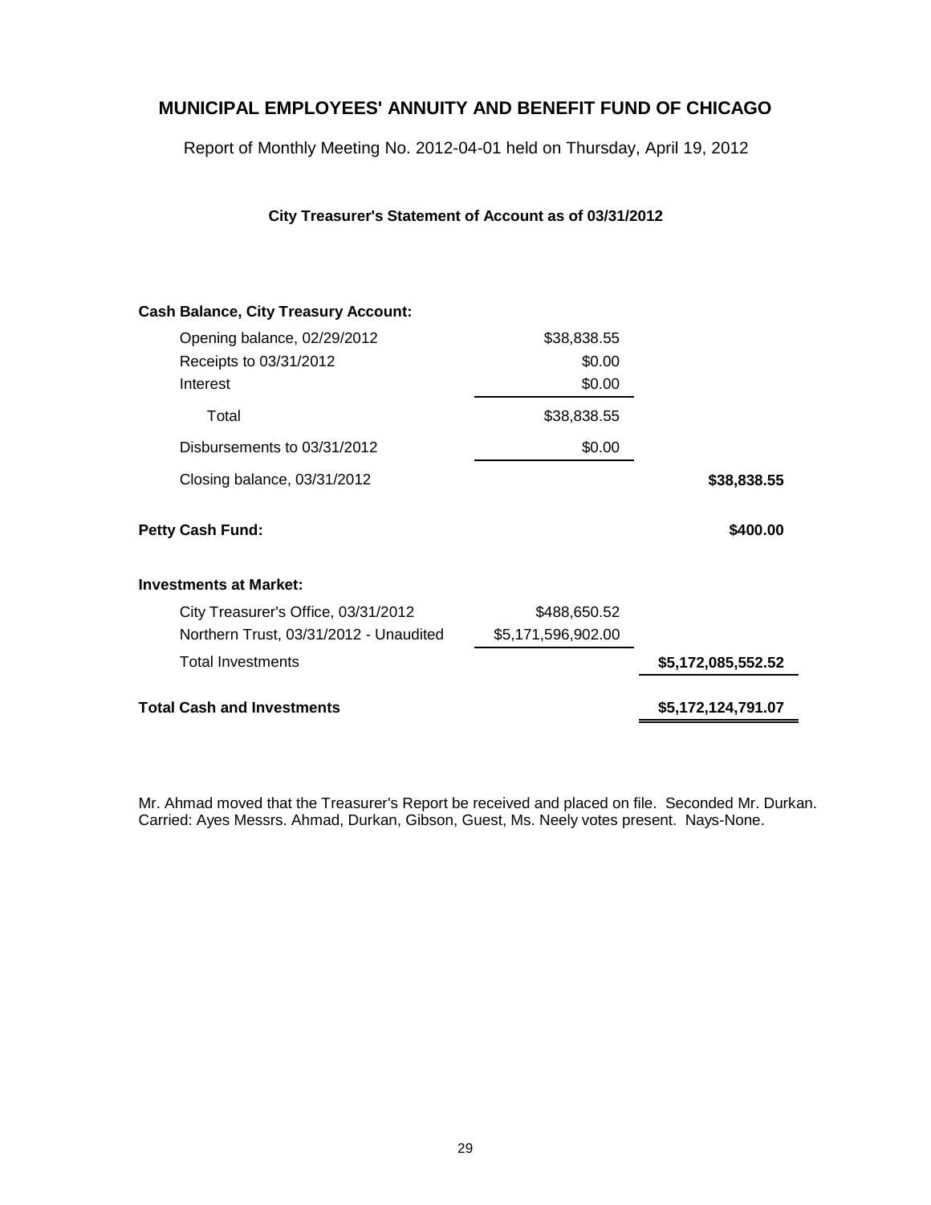# MUNICIPAL EMPLOYEES' ANNUITY AND BENEFIT FUND OF CHICAGO

Report of Monthly Meeting No. 2012-04-01 held on Thursday, April 19, 2012

### City Treasurer's Statement of Account as of 03/31/2012

| | | |
|---|---|---|
| **Cash Balance, City Treasury Account:** | | |
| Opening balance, 02/29/2012 | $38,838.55 | |
| Receipts to 03/31/2012 | $0.00 | |
| Interest | $0.00 | |
| Total | $38,838.55 | |
| Disbursements to 03/31/2012 | $0.00 | |
| Closing balance, 03/31/2012 | | **$38,838.55** |
| **Petty Cash Fund:** | | **$400.00** |
| **Investments at Market:** | | |
| City Treasurer's Office, 03/31/2012 | $488,650.52 | |
| Northern Trust, 03/31/2012 - Unaudited | $5,171,596,902.00 | |
| Total Investments | | **$5,172,085,552.52** |
| **Total Cash and Investments** | | **$5,172,124,791.07** |

Mr. Ahmad moved that the Treasurer's Report be received and placed on file. Seconded Mr. Durkan. Carried: Ayes Messrs. Ahmad, Durkan, Gibson, Guest, Ms. Neely votes present. Nays-None.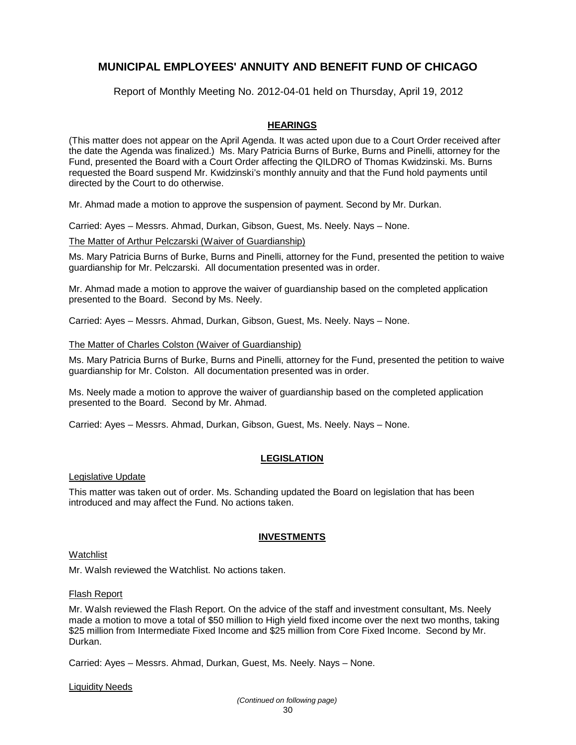## MUNICIPAL EMPLOYEES' ANNUITY AND BENEFIT FUND OF CHICAGO

Report of Monthly Meeting No. 2012-04-01 held on Thursday, April 19, 2012

### HEARINGS

(This matter does not appear on the April Agenda. It was acted upon due to a Court Order received after the date the Agenda was finalized.) Ms. Mary Patricia Burns of Burke, Burns and Pinelli, attorney for the Fund, presented the Board with a Court Order affecting the QILDRO of Thomas Kwidzinski. Ms. Burns requested the Board suspend Mr. Kwidzinski's monthly annuity and that the Fund hold payments until directed by the Court to do otherwise.

Mr. Ahmad made a motion to approve the suspension of payment. Second by Mr. Durkan.

Carried: Ayes – Messrs. Ahmad, Durkan, Gibson, Guest, Ms. Neely. Nays – None.

The Matter of Arthur Pelczarski (Waiver of Guardianship)

Ms. Mary Patricia Burns of Burke, Burns and Pinelli, attorney for the Fund, presented the petition to waive guardianship for Mr. Pelczarski. All documentation presented was in order.

Mr. Ahmad made a motion to approve the waiver of guardianship based on the completed application presented to the Board. Second by Ms. Neely.

Carried: Ayes – Messrs. Ahmad, Durkan, Gibson, Guest, Ms. Neely. Nays – None.

The Matter of Charles Colston (Waiver of Guardianship)

Ms. Mary Patricia Burns of Burke, Burns and Pinelli, attorney for the Fund, presented the petition to waive guardianship for Mr. Colston. All documentation presented was in order.

Ms. Neely made a motion to approve the waiver of guardianship based on the completed application presented to the Board. Second by Mr. Ahmad.

Carried: Ayes – Messrs. Ahmad, Durkan, Gibson, Guest, Ms. Neely. Nays – None.

### LEGISLATION

Legislative Update

This matter was taken out of order. Ms. Schanding updated the Board on legislation that has been introduced and may affect the Fund. No actions taken.

### INVESTMENTS

Watchlist

Mr. Walsh reviewed the Watchlist. No actions taken.

Flash Report

Mr. Walsh reviewed the Flash Report. On the advice of the staff and investment consultant, Ms. Neely made a motion to move a total of $50 million to High yield fixed income over the next two months, taking $25 million from Intermediate Fixed Income and $25 million from Core Fixed Income. Second by Mr. Durkan.

Carried: Ayes – Messrs. Ahmad, Durkan, Guest, Ms. Neely. Nays – None.

Liquidity Needs

*(Continued on following page)*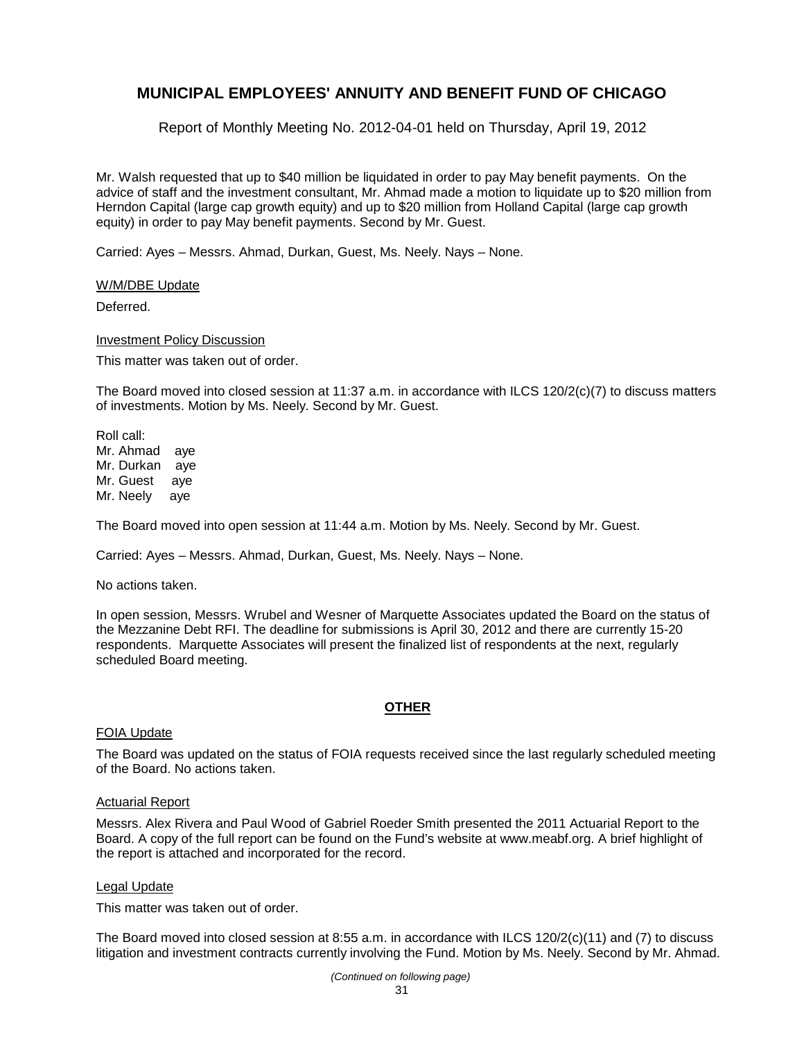# MUNICIPAL EMPLOYEES' ANNUITY AND BENEFIT FUND OF CHICAGO

Report of Monthly Meeting No. 2012-04-01 held on Thursday, April 19, 2012

Mr. Walsh requested that up to $40 million be liquidated in order to pay May benefit payments. On the advice of staff and the investment consultant, Mr. Ahmad made a motion to liquidate up to $20 million from Herndon Capital (large cap growth equity) and up to $20 million from Holland Capital (large cap growth equity) in order to pay May benefit payments. Second by Mr. Guest.

Carried: Ayes – Messrs. Ahmad, Durkan, Guest, Ms. Neely. Nays – None.

W/M/DBE Update

Deferred.

Investment Policy Discussion

This matter was taken out of order.

The Board moved into closed session at 11:37 a.m. in accordance with ILCS 120/2(c)(7) to discuss matters of investments. Motion by Ms. Neely. Second by Mr. Guest.

Roll call:
Mr. Ahmad aye
Mr. Durkan aye
Mr. Guest aye
Mr. Neely aye

The Board moved into open session at 11:44 a.m. Motion by Ms. Neely. Second by Mr. Guest.

Carried: Ayes – Messrs. Ahmad, Durkan, Guest, Ms. Neely. Nays – None.

No actions taken.

In open session, Messrs. Wrubel and Wesner of Marquette Associates updated the Board on the status of the Mezzanine Debt RFI. The deadline for submissions is April 30, 2012 and there are currently 15-20 respondents. Marquette Associates will present the finalized list of respondents at the next, regularly scheduled Board meeting.

## OTHER

FOIA Update

The Board was updated on the status of FOIA requests received since the last regularly scheduled meeting of the Board. No actions taken.

Actuarial Report

Messrs. Alex Rivera and Paul Wood of Gabriel Roeder Smith presented the 2011 Actuarial Report to the Board. A copy of the full report can be found on the Fund's website at www.meabf.org. A brief highlight of the report is attached and incorporated for the record.

Legal Update

This matter was taken out of order.

The Board moved into closed session at 8:55 a.m. in accordance with ILCS 120/2(c)(11) and (7) to discuss litigation and investment contracts currently involving the Fund. Motion by Ms. Neely. Second by Mr. Ahmad.

*(Continued on following page)*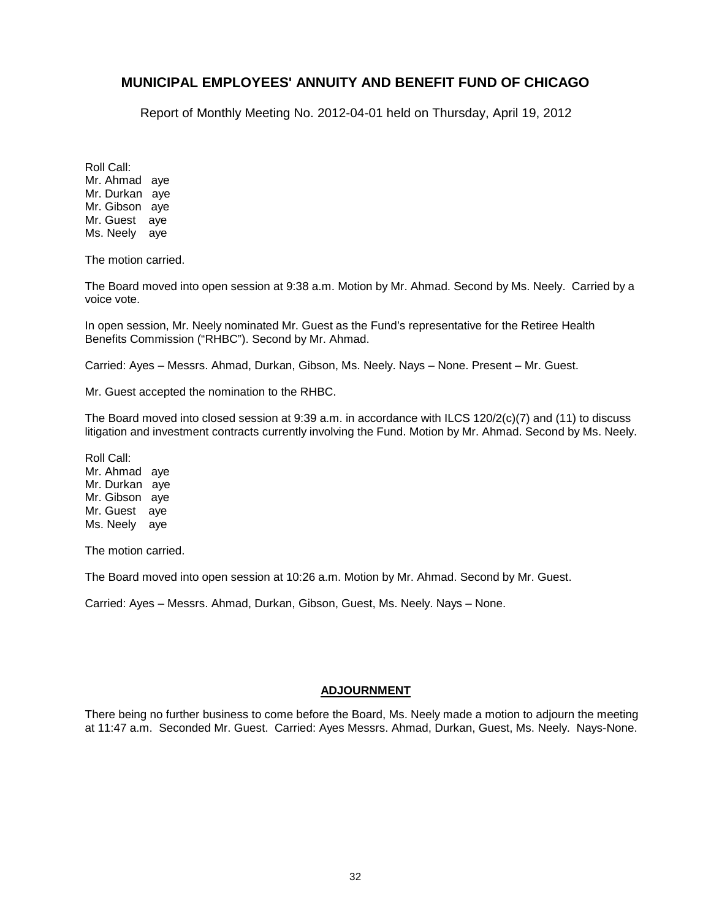# MUNICIPAL EMPLOYEES' ANNUITY AND BENEFIT FUND OF CHICAGO

Report of Monthly Meeting No. 2012-04-01 held on Thursday, April 19, 2012

Roll Call:
Mr. Ahmad aye
Mr. Durkan aye
Mr. Gibson aye
Mr. Guest aye
Ms. Neely aye

The motion carried.

The Board moved into open session at 9:38 a.m. Motion by Mr. Ahmad. Second by Ms. Neely. Carried by a voice vote.

In open session, Mr. Neely nominated Mr. Guest as the Fund's representative for the Retiree Health Benefits Commission ("RHBC"). Second by Mr. Ahmad.

Carried: Ayes – Messrs. Ahmad, Durkan, Gibson, Ms. Neely. Nays – None. Present – Mr. Guest.

Mr. Guest accepted the nomination to the RHBC.

The Board moved into closed session at 9:39 a.m. in accordance with ILCS 120/2(c)(7) and (11) to discuss litigation and investment contracts currently involving the Fund. Motion by Mr. Ahmad. Second by Ms. Neely.

Roll Call:
Mr. Ahmad aye
Mr. Durkan aye
Mr. Gibson aye
Mr. Guest aye
Ms. Neely aye

The motion carried.

The Board moved into open session at 10:26 a.m. Motion by Mr. Ahmad. Second by Mr. Guest.

Carried: Ayes – Messrs. Ahmad, Durkan, Gibson, Guest, Ms. Neely. Nays – None.

**ADJOURNMENT**

There being no further business to come before the Board, Ms. Neely made a motion to adjourn the meeting at 11:47 a.m. Seconded Mr. Guest. Carried: Ayes Messrs. Ahmad, Durkan, Guest, Ms. Neely. Nays-None.